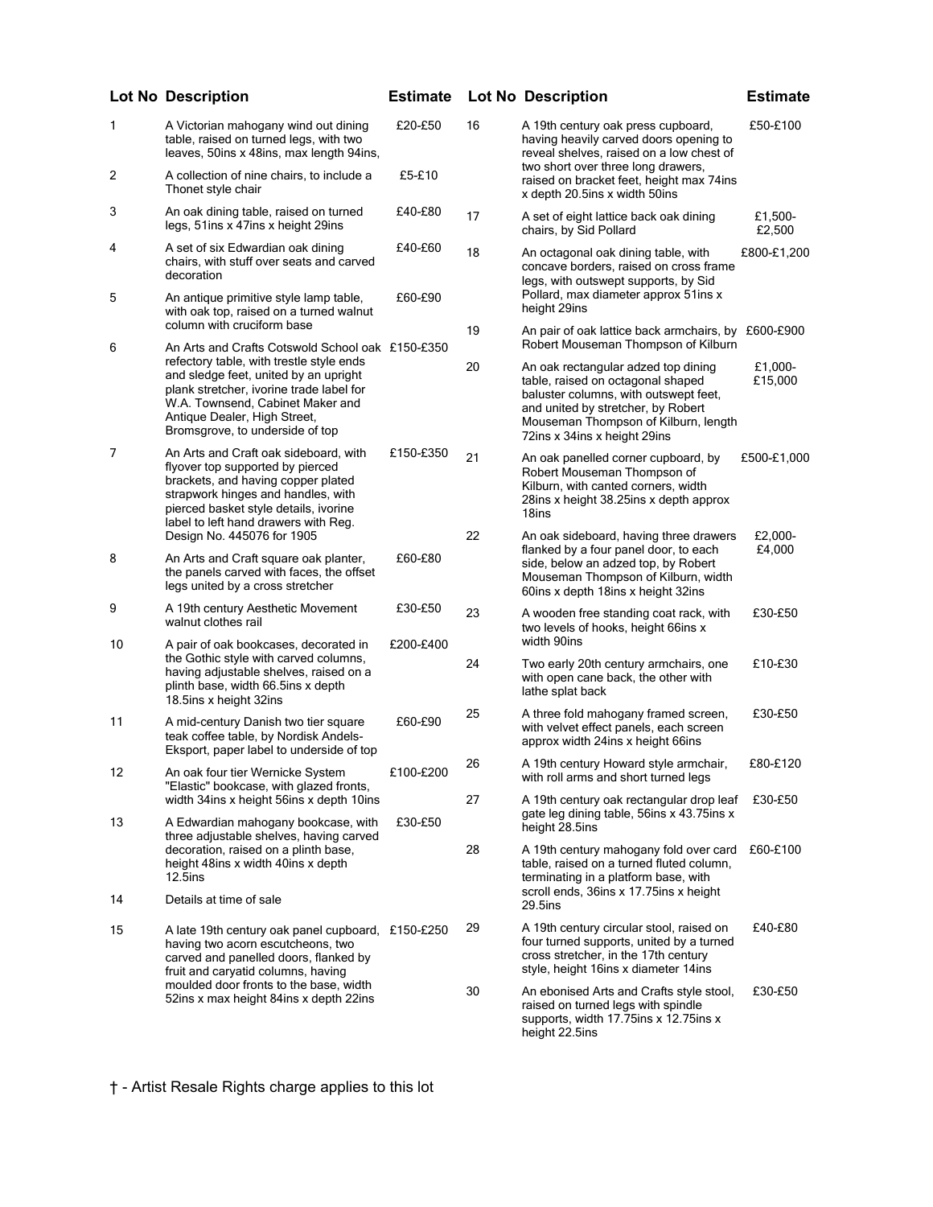| Lot No | Description | Estimate |
|---|---|---|
| 1 | A Victorian mahogany wind out dining table, raised on turned legs, with two leaves, 50ins x 48ins, max length 94ins, | £20-£50 |
| 2 | A collection of nine chairs, to include a Thonet style chair | £5-£10 |
| 3 | An oak dining table, raised on turned legs, 51ins x 47ins x height 29ins | £40-£80 |
| 4 | A set of six Edwardian oak dining chairs, with stuff over seats and carved decoration | £40-£60 |
| 5 | An antique primitive style lamp table, with oak top, raised on a turned walnut column with cruciform base | £60-£90 |
| 6 | An Arts and Crafts Cotswold School oak refectory table, with trestle style ends and sledge feet, united by an upright plank stretcher, ivorine trade label for W.A. Townsend, Cabinet Maker and Antique Dealer, High Street, Bromsgrove, to underside of top | £150-£350 |
| 7 | An Arts and Craft oak sideboard, with flyover top supported by pierced brackets, and having copper plated strapwork hinges and handles, with pierced basket style details, ivorine label to left hand drawers with Reg. Design No. 445076 for 1905 | £150-£350 |
| 8 | An Arts and Craft square oak planter, the panels carved with faces, the offset legs united by a cross stretcher | £60-£80 |
| 9 | A 19th century Aesthetic Movement walnut clothes rail | £30-£50 |
| 10 | A pair of oak bookcases, decorated in the Gothic style with carved columns, having adjustable shelves, raised on a plinth base, width 66.5ins x depth 18.5ins x height 32ins | £200-£400 |
| 11 | A mid-century Danish two tier square teak coffee table, by Nordisk Andels-Eksport, paper label to underside of top | £60-£90 |
| 12 | An oak four tier Wernicke System "Elastic" bookcase, with glazed fronts, width 34ins x height 56ins x depth 10ins | £100-£200 |
| 13 | A Edwardian mahogany bookcase, with three adjustable shelves, having carved decoration, raised on a plinth base, height 48ins x width 40ins x depth 12.5ins | £30-£50 |
| 14 | Details at time of sale | |
| 15 | A late 19th century oak panel cupboard, having two acorn escutcheons, two carved and panelled doors, flanked by fruit and caryatid columns, having moulded door fronts to the base, width 52ins x max height 84ins x depth 22ins | £150-£250 |
| 16 | A 19th century oak press cupboard, having heavily carved doors opening to reveal shelves, raised on a low chest of two short over three long drawers, raised on bracket feet, height max 74ins x depth 20.5ins x width 50ins | £50-£100 |
| 17 | A set of eight lattice back oak dining chairs, by Sid Pollard | £1,500-£2,500 |
| 18 | An octagonal oak dining table, with concave borders, raised on cross frame legs, with outswept supports, by Sid Pollard, max diameter approx 51ins x height 29ins | £800-£1,200 |
| 19 | An pair of oak lattice back armchairs, by Robert Mouseman Thompson of Kilburn | £600-£900 |
| 20 | An oak rectangular adzed top dining table, raised on octagonal shaped baluster columns, with outswept feet, and united by stretcher, by Robert Mouseman Thompson of Kilburn, length 72ins x 34ins x height 29ins | £1,000-£15,000 |
| 21 | An oak panelled corner cupboard, by Robert Mouseman Thompson of Kilburn, with canted corners, width 28ins x height 38.25ins x depth approx 18ins | £500-£1,000 |
| 22 | An oak sideboard, having three drawers flanked by a four panel door, to each side, below an adzed top, by Robert Mouseman Thompson of Kilburn, width 60ins x depth 18ins x height 32ins | £2,000-£4,000 |
| 23 | A wooden free standing coat rack, with two levels of hooks, height 66ins x width 90ins | £30-£50 |
| 24 | Two early 20th century armchairs, one with open cane back, the other with lathe splat back | £10-£30 |
| 25 | A three fold mahogany framed screen, with velvet effect panels, each screen approx width 24ins x height 66ins | £30-£50 |
| 26 | A 19th century Howard style armchair, with roll arms and short turned legs | £80-£120 |
| 27 | A 19th century oak rectangular drop leaf gate leg dining table, 56ins x 43.75ins x height 28.5ins | £30-£50 |
| 28 | A 19th century mahogany fold over card table, raised on a turned fluted column, terminating in a platform base, with scroll ends, 36ins x 17.75ins x height 29.5ins | £60-£100 |
| 29 | A 19th century circular stool, raised on four turned supports, united by a turned cross stretcher, in the 17th century style, height 16ins x diameter 14ins | £40-£80 |
| 30 | An ebonised Arts and Crafts style stool, raised on turned legs with spindle supports, width 17.75ins x 12.75ins x height 22.5ins | £30-£50 |

† - Artist Resale Rights charge applies to this lot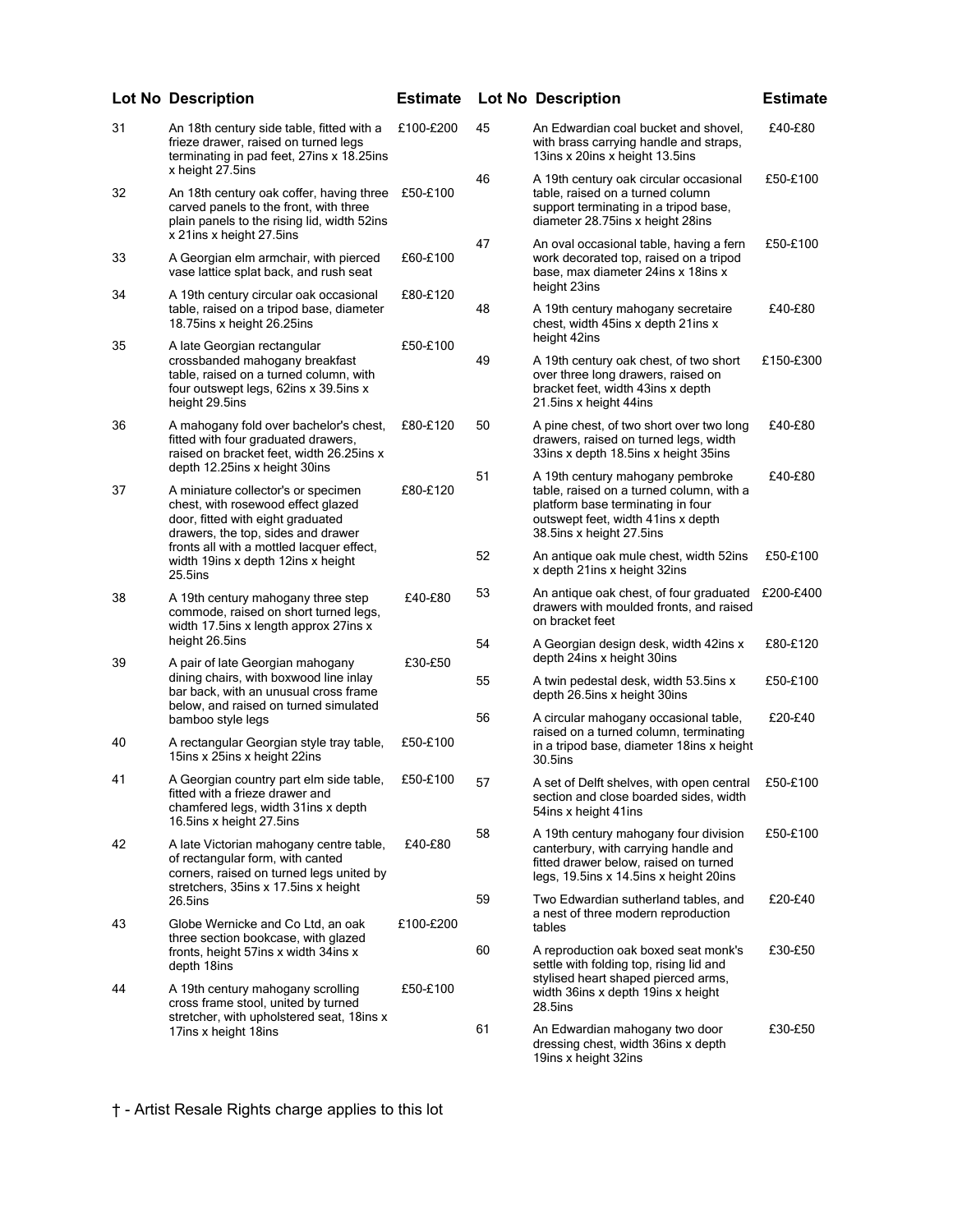| Lot No | Description | Estimate |
|---|---|---|
| 31 | An 18th century side table, fitted with a frieze drawer, raised on turned legs terminating in pad feet, 27ins x 18.25ins x height 27.5ins | £100-£200 |
| 32 | An 18th century oak coffer, having three carved panels to the front, with three plain panels to the rising lid, width 52ins x 21ins x height 27.5ins | £50-£100 |
| 33 | A Georgian elm armchair, with pierced vase lattice splat back, and rush seat | £60-£100 |
| 34 | A 19th century circular oak occasional table, raised on a tripod base, diameter 18.75ins x height 26.25ins | £80-£120 |
| 35 | A late Georgian rectangular crossbanded mahogany breakfast table, raised on a turned column, with four outswept legs, 62ins x 39.5ins x height 29.5ins | £50-£100 |
| 36 | A mahogany fold over bachelor's chest, fitted with four graduated drawers, raised on bracket feet, width 26.25ins x depth 12.25ins x height 30ins | £80-£120 |
| 37 | A miniature collector's or specimen chest, with rosewood effect glazed door, fitted with eight graduated drawers, the top, sides and drawer fronts all with a mottled lacquer effect, width 19ins x depth 12ins x height 25.5ins | £80-£120 |
| 38 | A 19th century mahogany three step commode, raised on short turned legs, width 17.5ins x length approx 27ins x height 26.5ins | £40-£80 |
| 39 | A pair of late Georgian mahogany dining chairs, with boxwood line inlay bar back, with an unusual cross frame below, and raised on turned simulated bamboo style legs | £30-£50 |
| 40 | A rectangular Georgian style tray table, 15ins x 25ins x height 22ins | £50-£100 |
| 41 | A Georgian country part elm side table, fitted with a frieze drawer and chamfered legs, width 31ins x depth 16.5ins x height 27.5ins | £50-£100 |
| 42 | A late Victorian mahogany centre table, of rectangular form, with canted corners, raised on turned legs united by stretchers, 35ins x 17.5ins x height 26.5ins | £40-£80 |
| 43 | Globe Wernicke and Co Ltd, an oak three section bookcase, with glazed fronts, height 57ins x width 34ins x depth 18ins | £100-£200 |
| 44 | A 19th century mahogany scrolling cross frame stool, united by turned stretcher, with upholstered seat, 18ins x 17ins x height 18ins | £50-£100 |
| 45 | An Edwardian coal bucket and shovel, with brass carrying handle and straps, 13ins x 20ins x height 13.5ins | £40-£80 |
| 46 | A 19th century oak circular occasional table, raised on a turned column support terminating in a tripod base, diameter 28.75ins x height 28ins | £50-£100 |
| 47 | An oval occasional table, having a fern work decorated top, raised on a tripod base, max diameter 24ins x 18ins x height 23ins | £50-£100 |
| 48 | A 19th century mahogany secretaire chest, width 45ins x depth 21ins x height 42ins | £40-£80 |
| 49 | A 19th century oak chest, of two short over three long drawers, raised on bracket feet, width 43ins x depth 21.5ins x height 44ins | £150-£300 |
| 50 | A pine chest, of two short over two long drawers, raised on turned legs, width 33ins x depth 18.5ins x height 35ins | £40-£80 |
| 51 | A 19th century mahogany pembroke table, raised on a turned column, with a platform base terminating in four outswept feet, width 41ins x depth 38.5ins x height 27.5ins | £40-£80 |
| 52 | An antique oak mule chest, width 52ins x depth 21ins x height 32ins | £50-£100 |
| 53 | An antique oak chest, of four graduated drawers with moulded fronts, and raised on bracket feet | £200-£400 |
| 54 | A Georgian design desk, width 42ins x depth 24ins x height 30ins | £80-£120 |
| 55 | A twin pedestal desk, width 53.5ins x depth 26.5ins x height 30ins | £50-£100 |
| 56 | A circular mahogany occasional table, raised on a turned column, terminating in a tripod base, diameter 18ins x height 30.5ins | £20-£40 |
| 57 | A set of Delft shelves, with open central section and close boarded sides, width 54ins x height 41ins | £50-£100 |
| 58 | A 19th century mahogany four division canterbury, with carrying handle and fitted drawer below, raised on turned legs, 19.5ins x 14.5ins x height 20ins | £50-£100 |
| 59 | Two Edwardian sutherland tables, and a nest of three modern reproduction tables | £20-£40 |
| 60 | A reproduction oak boxed seat monk's settle with folding top, rising lid and stylised heart shaped pierced arms, width 36ins x depth 19ins x height 28.5ins | £30-£50 |
| 61 | An Edwardian mahogany two door dressing chest, width 36ins x depth 19ins x height 32ins | £30-£50 |

† - Artist Resale Rights charge applies to this lot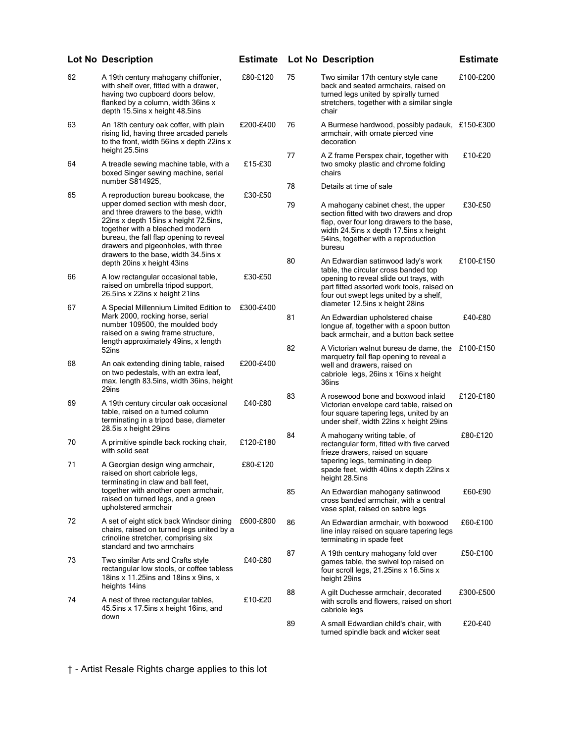| Lot No | Description | Estimate |
|---|---|---|
| 62 | A 19th century mahogany chiffonier, with shelf over, fitted with a drawer, having two cupboard doors below, flanked by a column, width 36ins x depth 15.5ins x height 48.5ins | £80-£120 |
| 63 | An 18th century oak coffer, with plain rising lid, having three arcaded panels to the front, width 56ins x depth 22ins x height 25.5ins | £200-£400 |
| 64 | A treadle sewing machine table, with a boxed Singer sewing machine, serial number S814925, | £15-£30 |
| 65 | A reproduction bureau bookcase, the upper domed section with mesh door, and three drawers to the base, width 22ins x depth 15ins x height 72.5ins, together with a bleached modern bureau, the fall flap opening to reveal drawers and pigeonholes, with three drawers to the base, width 34.5ins x depth 20ins x height 43ins | £30-£50 |
| 66 | A low rectangular occasional table, raised on umbrella tripod support, 26.5ins x 22ins x height 21ins | £30-£50 |
| 67 | A Special Millennium Limited Edition to Mark 2000, rocking horse, serial number 109500, the moulded body raised on a swing frame structure, length approximately 49ins, x length 52ins | £300-£400 |
| 68 | An oak extending dining table, raised on two pedestals, with an extra leaf, max. length 83.5ins, width 36ins, height 29ins | £200-£400 |
| 69 | A 19th century circular oak occasional table, raised on a turned column terminating in a tripod base, diameter 28.5is x height 29ins | £40-£80 |
| 70 | A primitive spindle back rocking chair, with solid seat | £120-£180 |
| 71 | A Georgian design wing armchair, raised on short cabriole legs, terminating in claw and ball feet, together with another open armchair, raised on turned legs, and a green upholstered armchair | £80-£120 |
| 72 | A set of eight stick back Windsor dining chairs, raised on turned legs united by a crinoline stretcher, comprising six standard and two armchairs | £600-£800 |
| 73 | Two similar Arts and Crafts style rectangular low stools, or coffee tabless 18ins x 11.25ins and 18ins x 9ins, x heights 14ins | £40-£80 |
| 74 | A nest of three rectangular tables, 45.5ins x 17.5ins x height 16ins, and down | £10-£20 |
| 75 | Two similar 17th century style cane back and seated armchairs, raised on turned legs united by spirally turned stretchers, together with a similar single chair | £100-£200 |
| 76 | A Burmese hardwood, possibly padauk, armchair, with ornate pierced vine decoration | £150-£300 |
| 77 | A Z frame Perspex chair, together with two smoky plastic and chrome folding chairs | £10-£20 |
| 78 | Details at time of sale | |
| 79 | A mahogany cabinet chest, the upper section fitted with two drawers and drop flap, over four long drawers to the base, width 24.5ins x depth 17.5ins x height 54ins, together with a reproduction bureau | £30-£50 |
| 80 | An Edwardian satinwood lady's work table, the circular cross banded top opening to reveal slide out trays, with part fitted assorted work tools, raised on four out swept legs united by a shelf, diameter 12.5ins x height 28ins | £100-£150 |
| 81 | An Edwardian upholstered chaise longue af, together with a spoon button back armchair, and a button back settee | £40-£80 |
| 82 | A Victorian walnut bureau de dame, the marquetry fall flap opening to reveal a well and drawers, raised on cabriole legs, 26ins x 16ins x height 36ins | £100-£150 |
| 83 | A rosewood bone and boxwood inlaid Victorian envelope card table, raised on four square tapering legs, united by an under shelf, width 22ins x height 29ins | £120-£180 |
| 84 | A mahogany writing table, of rectangular form, fitted with five carved frieze drawers, raised on square tapering legs, terminating in deep spade feet, width 40ins x depth 22ins x height 28.5ins | £80-£120 |
| 85 | An Edwardian mahogany satinwood cross banded armchair, with a central vase splat, raised on sabre legs | £60-£90 |
| 86 | An Edwardian armchair, with boxwood line inlay raised on square tapering legs terminating in spade feet | £60-£100 |
| 87 | A 19th century mahogany fold over games table, the swivel top raised on four scroll legs, 21.25ins x 16.5ins x height 29ins | £50-£100 |
| 88 | A gilt Duchesse armchair, decorated with scrolls and flowers, raised on short cabriole legs | £300-£500 |
| 89 | A small Edwardian child's chair, with turned spindle back and wicker seat | £20-£40 |

† - Artist Resale Rights charge applies to this lot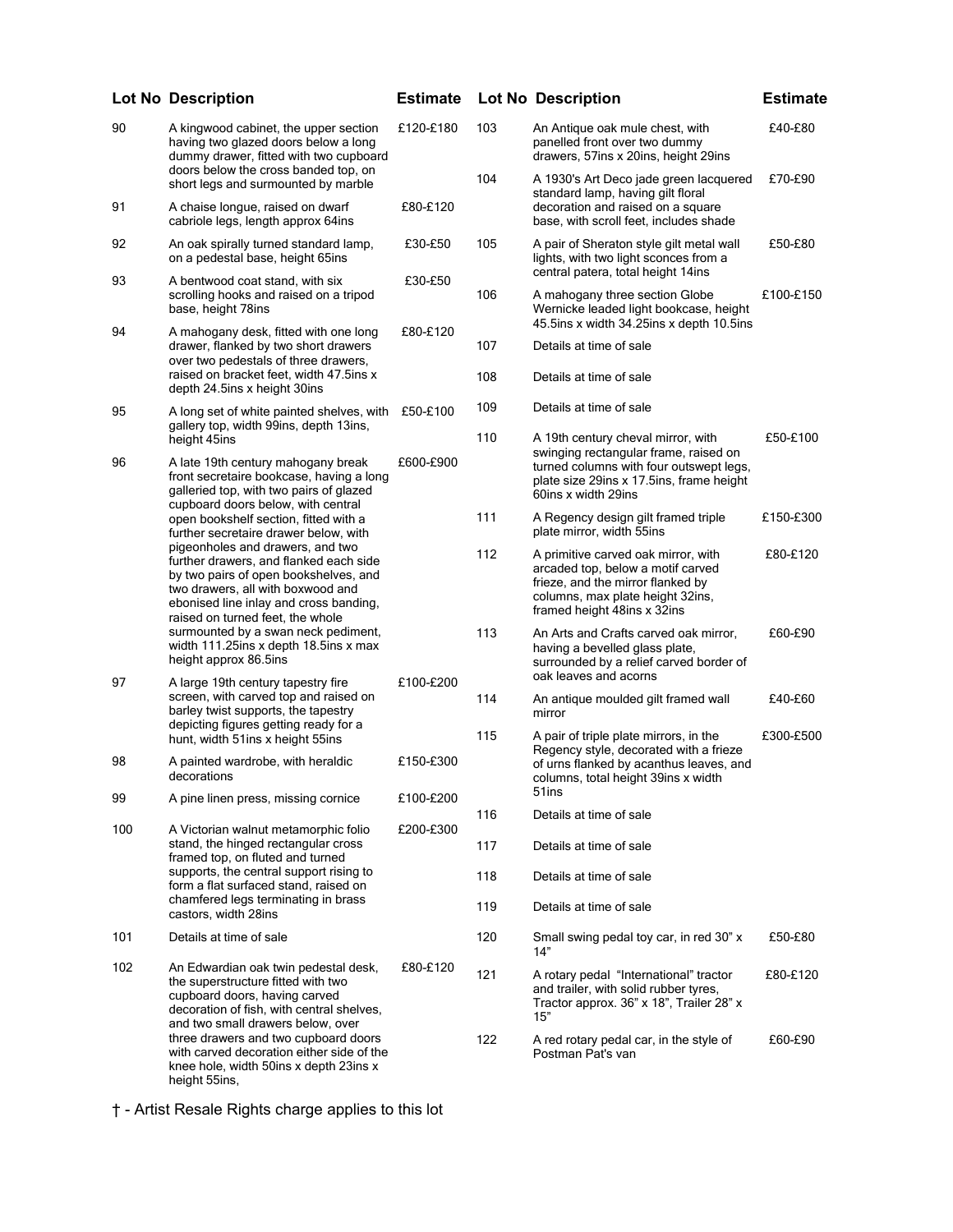| Lot No | Description | Estimate |
|---|---|---|
| 90 | A kingwood cabinet, the upper section having two glazed doors below a long dummy drawer, fitted with two cupboard doors below the cross banded top, on short legs and surmounted by marble | £120-£180 |
| 91 | A chaise longue, raised on dwarf cabriole legs, length approx 64ins | £80-£120 |
| 92 | An oak spirally turned standard lamp, on a pedestal base, height 65ins | £30-£50 |
| 93 | A bentwood coat stand, with six scrolling hooks and raised on a tripod base, height 78ins | £30-£50 |
| 94 | A mahogany desk, fitted with one long drawer, flanked by two short drawers over two pedestals of three drawers, raised on bracket feet, width 47.5ins x depth 24.5ins x height 30ins | £80-£120 |
| 95 | A long set of white painted shelves, with gallery top, width 99ins, depth 13ins, height 45ins | £50-£100 |
| 96 | A late 19th century mahogany break front secretaire bookcase, having a long galleried top, with two pairs of glazed cupboard doors below, with central open bookshelf section, fitted with a further secretaire drawer below, with pigeonholes and drawers, and two further drawers, and flanked each side by two pairs of open bookshelves, and two drawers, all with boxwood and ebonised line inlay and cross banding, raised on turned feet, the whole surmounted by a swan neck pediment, width 111.25ins x depth 18.5ins x max height approx 86.5ins | £600-£900 |
| 97 | A large 19th century tapestry fire screen, with carved top and raised on barley twist supports, the tapestry depicting figures getting ready for a hunt, width 51ins x height 55ins | £100-£200 |
| 98 | A painted wardrobe, with heraldic decorations | £150-£300 |
| 99 | A pine linen press, missing cornice | £100-£200 |
| 100 | A Victorian walnut metamorphic folio stand, the hinged rectangular cross framed top, on fluted and turned supports, the central support rising to form a flat surfaced stand, raised on chamfered legs terminating in brass castors, width 28ins | £200-£300 |
| 101 | Details at time of sale | |
| 102 | An Edwardian oak twin pedestal desk, the superstructure fitted with two cupboard doors, having carved decoration of fish, with central shelves, and two small drawers below, over three drawers and two cupboard doors with carved decoration either side of the knee hole, width 50ins x depth 23ins x height 55ins, | £80-£120 |
| 103 | An Antique oak mule chest, with panelled front over two dummy drawers, 57ins x 20ins, height 29ins | £40-£80 |
| 104 | A 1930's Art Deco jade green lacquered standard lamp, having gilt floral decoration and raised on a square base, with scroll feet, includes shade | £70-£90 |
| 105 | A pair of Sheraton style gilt metal wall lights, with two light sconces from a central patera, total height 14ins | £50-£80 |
| 106 | A mahogany three section Globe Wernicke leaded light bookcase, height 45.5ins x width 34.25ins x depth 10.5ins | £100-£150 |
| 107 | Details at time of sale | |
| 108 | Details at time of sale | |
| 109 | Details at time of sale | |
| 110 | A 19th century cheval mirror, with swinging rectangular frame, raised on turned columns with four outswept legs, plate size 29ins x 17.5ins, frame height 60ins x width 29ins | £50-£100 |
| 111 | A Regency design gilt framed triple plate mirror, width 55ins | £150-£300 |
| 112 | A primitive carved oak mirror, with arcaded top, below a motif carved frieze, and the mirror flanked by columns, max plate height 32ins, framed height 48ins x 32ins | £80-£120 |
| 113 | An Arts and Crafts carved oak mirror, having a bevelled glass plate, surrounded by a relief carved border of oak leaves and acorns | £60-£90 |
| 114 | An antique moulded gilt framed wall mirror | £40-£60 |
| 115 | A pair of triple plate mirrors, in the Regency style, decorated with a frieze of urns flanked by acanthus leaves, and columns, total height 39ins x width 51ins | £300-£500 |
| 116 | Details at time of sale | |
| 117 | Details at time of sale | |
| 118 | Details at time of sale | |
| 119 | Details at time of sale | |
| 120 | Small swing pedal toy car, in red 30" x 14" | £50-£80 |
| 121 | A rotary pedal "International" tractor and trailer, with solid rubber tyres, Tractor approx. 36" x 18", Trailer 28" x 15" | £80-£120 |
| 122 | A red rotary pedal car, in the style of Postman Pat's van | £60-£90 |

† - Artist Resale Rights charge applies to this lot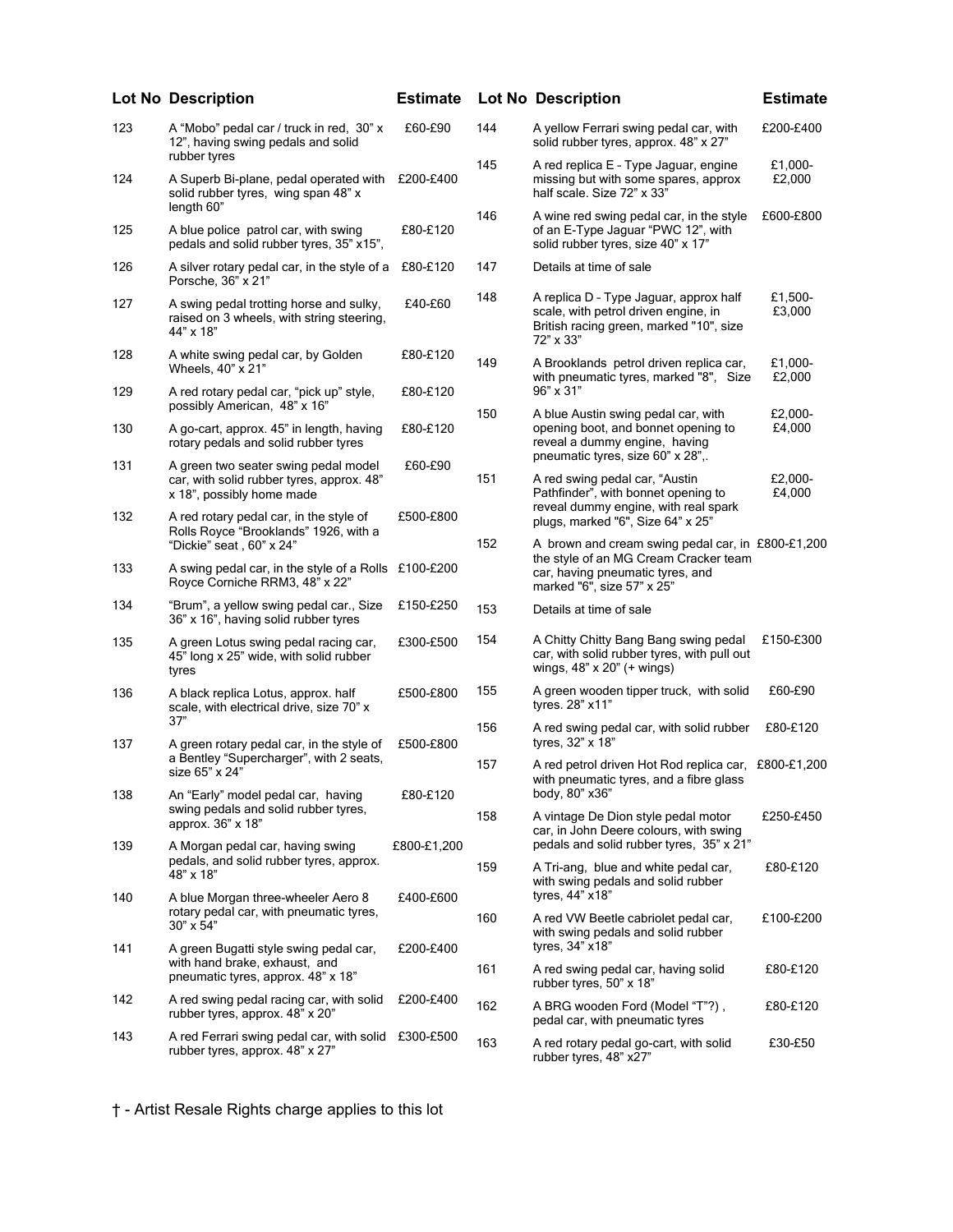| Lot No | Description | Estimate |
|---|---|---|
| 123 | A "Mobo" pedal car / truck in red, 30" x 12", having swing pedals and solid rubber tyres | £60-£90 |
| 124 | A Superb Bi-plane, pedal operated with solid rubber tyres, wing span 48" x length 60" | £200-£400 |
| 125 | A blue police patrol car, with swing pedals and solid rubber tyres, 35" x15", | £80-£120 |
| 126 | A silver rotary pedal car, in the style of a Porsche, 36" x 21" | £80-£120 |
| 127 | A swing pedal trotting horse and sulky, raised on 3 wheels, with string steering, 44" x 18" | £40-£60 |
| 128 | A white swing pedal car, by Golden Wheels, 40" x 21" | £80-£120 |
| 129 | A red rotary pedal car, "pick up" style, possibly American, 48" x 16" | £80-£120 |
| 130 | A go-cart, approx. 45" in length, having rotary pedals and solid rubber tyres | £80-£120 |
| 131 | A green two seater swing pedal model car, with solid rubber tyres, approx. 48" x 18", possibly home made | £60-£90 |
| 132 | A red rotary pedal car, in the style of Rolls Royce "Brooklands" 1926, with a "Dickie" seat , 60" x 24" | £500-£800 |
| 133 | A swing pedal car, in the style of a Rolls Royce Corniche RRM3, 48" x 22" | £100-£200 |
| 134 | "Brum", a yellow swing pedal car., Size 36" x 16", having solid rubber tyres | £150-£250 |
| 135 | A green Lotus swing pedal racing car, 45" long x 25" wide, with solid rubber tyres | £300-£500 |
| 136 | A black replica Lotus, approx. half scale, with electrical drive, size 70" x 37" | £500-£800 |
| 137 | A green rotary pedal car, in the style of a Bentley "Supercharger", with 2 seats, size 65" x 24" | £500-£800 |
| 138 | An "Early" model pedal car, having swing pedals and solid rubber tyres, approx. 36" x 18" | £80-£120 |
| 139 | A Morgan pedal car, having swing pedals, and solid rubber tyres, approx. 48" x 18" | £800-£1,200 |
| 140 | A blue Morgan three-wheeler Aero 8 rotary pedal car, with pneumatic tyres, 30" x 54" | £400-£600 |
| 141 | A green Bugatti style swing pedal car, with hand brake, exhaust, and pneumatic tyres, approx. 48" x 18" | £200-£400 |
| 142 | A red swing pedal racing car, with solid rubber tyres, approx. 48" x 20" | £200-£400 |
| 143 | A red Ferrari swing pedal car, with solid rubber tyres, approx. 48" x 27" | £300-£500 |
| 144 | A yellow Ferrari swing pedal car, with solid rubber tyres, approx. 48" x 27" | £200-£400 |
| 145 | A red replica E - Type Jaguar, engine missing but with some spares, approx half scale. Size 72" x 33" | £1,000-£2,000 |
| 146 | A wine red swing pedal car, in the style of an E-Type Jaguar "PWC 12", with solid rubber tyres, size 40" x 17" | £600-£800 |
| 147 | Details at time of sale | |
| 148 | A replica D - Type Jaguar, approx half scale, with petrol driven engine, in British racing green, marked "10", size 72" x 33" | £1,500-£3,000 |
| 149 | A Brooklands petrol driven replica car, with pneumatic tyres, marked "8", Size 96" x 31" | £1,000-£2,000 |
| 150 | A blue Austin swing pedal car, with opening boot, and bonnet opening to reveal a dummy engine, having pneumatic tyres, size 60" x 28",. | £2,000-£4,000 |
| 151 | A red swing pedal car, "Austin Pathfinder", with bonnet opening to reveal dummy engine, with real spark plugs, marked "6", Size 64" x 25" | £2,000-£4,000 |
| 152 | A brown and cream swing pedal car, in the style of an MG Cream Cracker team car, having pneumatic tyres, and marked "6", size 57" x 25" | £800-£1,200 |
| 153 | Details at time of sale | |
| 154 | A Chitty Chitty Bang Bang swing pedal car, with solid rubber tyres, with pull out wings, 48" x 20" (+ wings) | £150-£300 |
| 155 | A green wooden tipper truck, with solid tyres. 28" x11" | £60-£90 |
| 156 | A red swing pedal car, with solid rubber tyres, 32" x 18" | £80-£120 |
| 157 | A red petrol driven Hot Rod replica car, with pneumatic tyres, and a fibre glass body, 80" x36" | £800-£1,200 |
| 158 | A vintage De Dion style pedal motor car, in John Deere colours, with swing pedals and solid rubber tyres, 35" x 21" | £250-£450 |
| 159 | A Tri-ang, blue and white pedal car, with swing pedals and solid rubber tyres, 44" x18" | £80-£120 |
| 160 | A red VW Beetle cabriolet pedal car, with swing pedals and solid rubber tyres, 34" x18" | £100-£200 |
| 161 | A red swing pedal car, having solid rubber tyres, 50" x 18" | £80-£120 |
| 162 | A BRG wooden Ford (Model "T"?) , pedal car, with pneumatic tyres | £80-£120 |
| 163 | A red rotary pedal go-cart, with solid rubber tyres, 48" x27" | £30-£50 |

† - Artist Resale Rights charge applies to this lot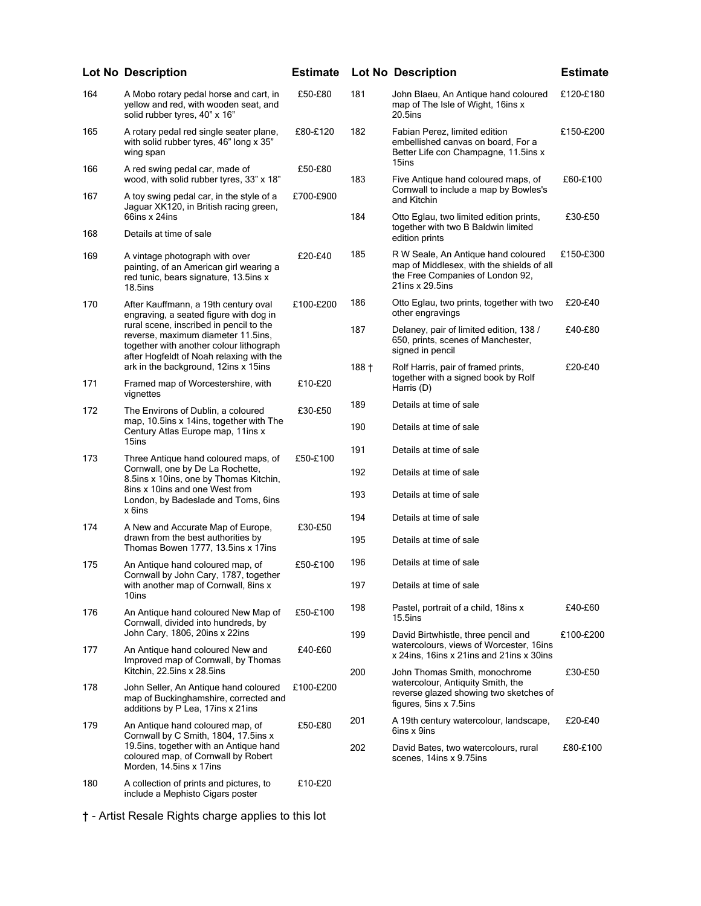| Lot No | Description | Estimate |
| --- | --- | --- |
| 164 | A Mobo rotary pedal horse and cart, in yellow and red, with wooden seat, and solid rubber tyres, 40” x 16” | £50-£80 |
| 165 | A rotary pedal red single seater plane, with solid rubber tyres, 46” long x 35” wing span | £80-£120 |
| 166 | A red swing pedal car, made of wood, with solid rubber tyres, 33” x 18” | £50-£80 |
| 167 | A toy swing pedal car, in the style of a Jaguar XK120, in British racing green, 66ins x 24ins | £700-£900 |
| 168 | Details at time of sale | |
| 169 | A vintage photograph with over painting, of an American girl wearing a red tunic, bears signature, 13.5ins x 18.5ins | £20-£40 |
| 170 | After Kauffmann, a 19th century oval engraving, a seated figure with dog in rural scene, inscribed in pencil to the reverse, maximum diameter 11.5ins, together with another colour lithograph after Hogfeldt of Noah relaxing with the ark in the background, 12ins x 15ins | £100-£200 |
| 171 | Framed map of Worcestershire, with vignettes | £10-£20 |
| 172 | The Environs of Dublin, a coloured map, 10.5ins x 14ins, together with The Century Atlas Europe map, 11ins x 15ins | £30-£50 |
| 173 | Three Antique hand coloured maps, of Cornwall, one by De La Rochette, 8.5ins x 10ins, one by Thomas Kitchin, 8ins x 10ins and one West from London, by Badeslade and Toms, 6ins x 6ins | £50-£100 |
| 174 | A New and Accurate Map of Europe, drawn from the best authorities by Thomas Bowen 1777, 13.5ins x 17ins | £30-£50 |
| 175 | An Antique hand coloured map, of Cornwall by John Cary, 1787, together with another map of Cornwall, 8ins x 10ins | £50-£100 |
| 176 | An Antique hand coloured New Map of Cornwall, divided into hundreds, by John Cary, 1806, 20ins x 22ins | £50-£100 |
| 177 | An Antique hand coloured New and Improved map of Cornwall, by Thomas Kitchin, 22.5ins x 28.5ins | £40-£60 |
| 178 | John Seller, An Antique hand coloured map of Buckinghamshire, corrected and additions by P Lea, 17ins x 21ins | £100-£200 |
| 179 | An Antique hand coloured map, of Cornwall by C Smith, 1804, 17.5ins x 19.5ins, together with an Antique hand coloured map, of Cornwall by Robert Morden, 14.5ins x 17ins | £50-£80 |
| 180 | A collection of prints and pictures, to include a Mephisto Cigars poster | £10-£20 |
| 181 | John Blaeu, An Antique hand coloured map of The Isle of Wight, 16ins x 20.5ins | £120-£180 |
| 182 | Fabian Perez, limited edition embellished canvas on board, For a Better Life con Champagne, 11.5ins x 15ins | £150-£200 |
| 183 | Five Antique hand coloured maps, of Cornwall to include a map by Bowles's and Kitchin | £60-£100 |
| 184 | Otto Eglau, two limited edition prints, together with two B Baldwin limited edition prints | £30-£50 |
| 185 | R W Seale, An Antique hand coloured map of Middlesex, with the shields of all the Free Companies of London 92, 21ins x 29.5ins | £150-£300 |
| 186 | Otto Eglau, two prints, together with two other engravings | £20-£40 |
| 187 | Delaney, pair of limited edition, 138 / 650, prints, scenes of Manchester, signed in pencil | £40-£80 |
| 188 † | Rolf Harris, pair of framed prints, together with a signed book by Rolf Harris (D) | £20-£40 |
| 189 | Details at time of sale | |
| 190 | Details at time of sale | |
| 191 | Details at time of sale | |
| 192 | Details at time of sale | |
| 193 | Details at time of sale | |
| 194 | Details at time of sale | |
| 195 | Details at time of sale | |
| 196 | Details at time of sale | |
| 197 | Details at time of sale | |
| 198 | Pastel, portrait of a child, 18ins x 15.5ins | £40-£60 |
| 199 | David Birtwhistle, three pencil and watercolours, views of Worcester, 16ins x 24ins, 16ins x 21ins and 21ins x 30ins | £100-£200 |
| 200 | John Thomas Smith, monochrome watercolour, Antiquity Smith, the reverse glazed showing two sketches of figures, 5ins x 7.5ins | £30-£50 |
| 201 | A 19th century watercolour, landscape, 6ins x 9ins | £20-£40 |
| 202 | David Bates, two watercolours, rural scenes, 14ins x 9.75ins | £80-£100 |

† - Artist Resale Rights charge applies to this lot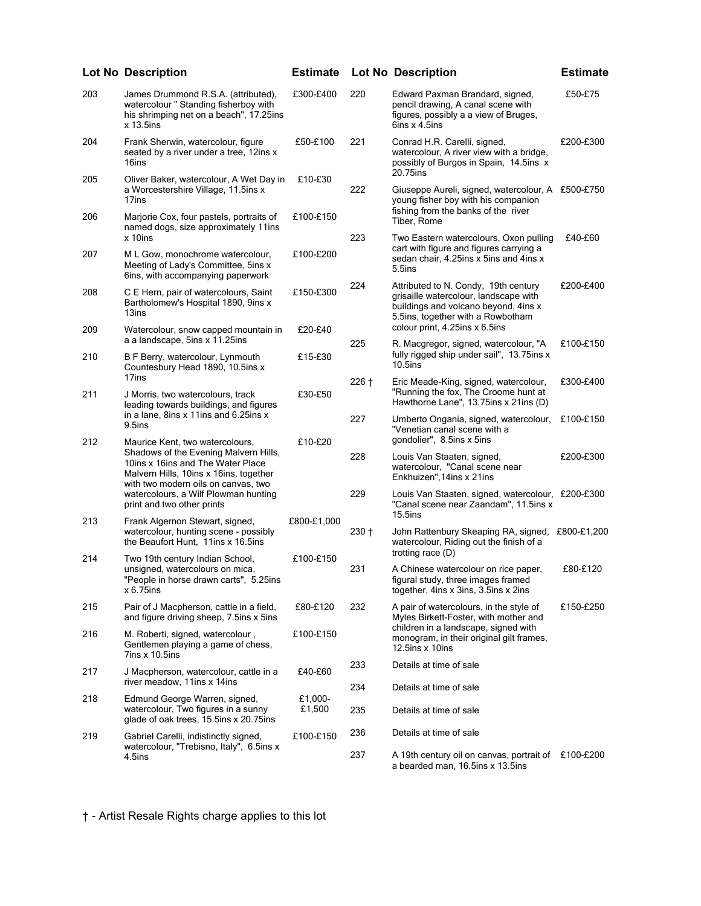| Lot No | Description | Estimate |
|---|---|---|
| 203 | James Drummond R.S.A. (attributed), watercolour " Standing fisherboy with his shrimping net on a beach", 17.25ins x 13.5ins | £300-£400 |
| 204 | Frank Sherwin, watercolour, figure seated by a river under a tree, 12ins x 16ins | £50-£100 |
| 205 | Oliver Baker, watercolour, A Wet Day in a Worcestershire Village, 11.5ins x 17ins | £10-£30 |
| 206 | Marjorie Cox, four pastels, portraits of named dogs, size approximately 11ins x 10ins | £100-£150 |
| 207 | M L Gow, monochrome watercolour, Meeting of Lady's Committee, 5ins x 6ins, with accompanying paperwork | £100-£200 |
| 208 | C E Hern, pair of watercolours, Saint Bartholomew's Hospital 1890, 9ins x 13ins | £150-£300 |
| 209 | Watercolour, snow capped mountain in a a landscape, 5ins x 11.25ins | £20-£40 |
| 210 | B F Berry, watercolour, Lynmouth Countesbury Head 1890, 10.5ins x 17ins | £15-£30 |
| 211 | J Morris, two watercolours, track leading towards buildings, and figures in a lane, 8ins x 11ins and 6.25ins x 9.5ins | £30-£50 |
| 212 | Maurice Kent, two watercolours, Shadows of the Evening Malvern Hills, 10ins x 16ins and The Water Place Malvern Hills, 10ins x 16ins, together with two modern oils on canvas, two watercolours, a Wilf Plowman hunting print and two other prints | £10-£20 |
| 213 | Frank Algernon Stewart, signed, watercolour, hunting scene - possibly the Beaufort Hunt, 11ins x 16.5ins | £800-£1,000 |
| 214 | Two 19th century Indian School, unsigned, watercolours on mica, "People in horse drawn carts", 5.25ins x 6.75ins | £100-£150 |
| 215 | Pair of J Macpherson, cattle in a field, and figure driving sheep, 7.5ins x 5ins | £80-£120 |
| 216 | M. Roberti, signed, watercolour , Gentlemen playing a game of chess, 7ins x 10.5ins | £100-£150 |
| 217 | J Macpherson, watercolour, cattle in a river meadow, 11ins x 14ins | £40-£60 |
| 218 | Edmund George Warren, signed, watercolour, Two figures in a sunny glade of oak trees, 15.5ins x 20.75ins | £1,000-£1,500 |
| 219 | Gabriel Carelli, indistinctly signed, watercolour, "Trebisno, Italy", 6.5ins x 4.5ins | £100-£150 |
| 220 | Edward Paxman Brandard, signed, pencil drawing, A canal scene with figures, possibly a a view of Bruges, 6ins x 4.5ins | £50-£75 |
| 221 | Conrad H.R. Carelli, signed, watercolour, A river view with a bridge, possibly of Burgos in Spain, 14.5ins x 20.75ins | £200-£300 |
| 222 | Giuseppe Aureli, signed, watercolour, A young fisher boy with his companion fishing from the banks of the river Tiber, Rome | £500-£750 |
| 223 | Two Eastern watercolours, Oxon pulling cart with figure and figures carrying a sedan chair, 4.25ins x 5ins and 4ins x 5.5ins | £40-£60 |
| 224 | Attributed to N. Condy, 19th century grisaille watercolour, landscape with buildings and volcano beyond, 4ins x 5.5ins, together with a Rowbotham colour print, 4.25ins x 6.5ins | £200-£400 |
| 225 | R. Macgregor, signed, watercolour, "A fully rigged ship under sail", 13.75ins x 10.5ins | £100-£150 |
| 226 † | Eric Meade-King, signed, watercolour, "Running the fox, The Croome hunt at Hawthorne Lane", 13.75ins x 21ins (D) | £300-£400 |
| 227 | Umberto Ongania, signed, watercolour, "Venetian canal scene with a gondolier", 8.5ins x 5ins | £100-£150 |
| 228 | Louis Van Staaten, signed, watercolour, "Canal scene near Enkhuizen",14ins x 21ins | £200-£300 |
| 229 | Louis Van Staaten, signed, watercolour, "Canal scene near Zaandam", 11.5ins x 15.5ins | £200-£300 |
| 230 † | John Rattenbury Skeaping RA, signed, watercolour, Riding out the finish of a trotting race (D) | £800-£1,200 |
| 231 | A Chinese watercolour on rice paper, figural study, three images framed together, 4ins x 3ins, 3.5ins x 2ins | £80-£120 |
| 232 | A pair of watercolours, in the style of Myles Birkett-Foster, with mother and children in a landscape, signed with monogram, in their original gilt frames, 12.5ins x 10ins | £150-£250 |
| 233 | Details at time of sale | |
| 234 | Details at time of sale | |
| 235 | Details at time of sale | |
| 236 | Details at time of sale | |
| 237 | A 19th century oil on canvas, portrait of a bearded man, 16.5ins x 13.5ins | £100-£200 |

† - Artist Resale Rights charge applies to this lot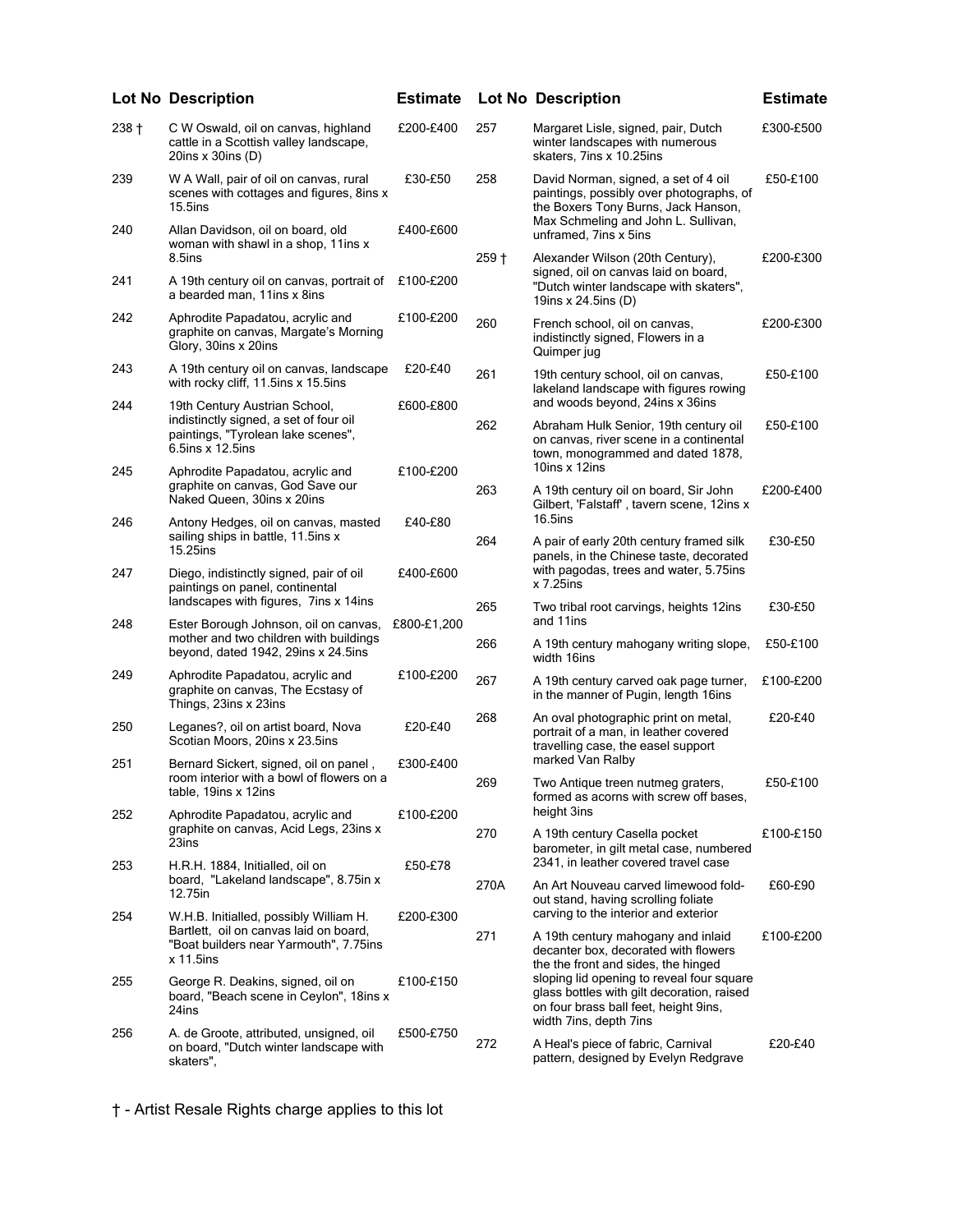| Lot No | Description | Estimate |
|---|---|---|
| 238 † | C W Oswald, oil on canvas, highland cattle in a Scottish valley landscape, 20ins x 30ins (D) | £200-£400 |
| 239 | W A Wall, pair of oil on canvas, rural scenes with cottages and figures, 8ins x 15.5ins | £30-£50 |
| 240 | Allan Davidson, oil on board, old woman with shawl in a shop, 11ins x 8.5ins | £400-£600 |
| 241 | A 19th century oil on canvas, portrait of a bearded man, 11ins x 8ins | £100-£200 |
| 242 | Aphrodite Papadatou, acrylic and graphite on canvas, Margate's Morning Glory, 30ins x 20ins | £100-£200 |
| 243 | A 19th century oil on canvas, landscape with rocky cliff, 11.5ins x 15.5ins | £20-£40 |
| 244 | 19th Century Austrian School, indistinctly signed, a set of four oil paintings, "Tyrolean lake scenes", 6.5ins x 12.5ins | £600-£800 |
| 245 | Aphrodite Papadatou, acrylic and graphite on canvas, God Save our Naked Queen, 30ins x 20ins | £100-£200 |
| 246 | Antony Hedges, oil on canvas, masted sailing ships in battle, 11.5ins x 15.25ins | £40-£80 |
| 247 | Diego, indistinctly signed, pair of oil paintings on panel, continental landscapes with figures, 7ins x 14ins | £400-£600 |
| 248 | Ester Borough Johnson, oil on canvas, mother and two children with buildings beyond, dated 1942, 29ins x 24.5ins | £800-£1,200 |
| 249 | Aphrodite Papadatou, acrylic and graphite on canvas, The Ecstasy of Things, 23ins x 23ins | £100-£200 |
| 250 | Leganes?, oil on artist board, Nova Scotian Moors, 20ins x 23.5ins | £20-£40 |
| 251 | Bernard Sickert, signed, oil on panel , room interior with a bowl of flowers on a table, 19ins x 12ins | £300-£400 |
| 252 | Aphrodite Papadatou, acrylic and graphite on canvas, Acid Legs, 23ins x 23ins | £100-£200 |
| 253 | H.R.H. 1884, Initialled, oil on board, "Lakeland landscape", 8.75in x 12.75in | £50-£78 |
| 254 | W.H.B. Initialled, possibly William H. Bartlett, oil on canvas laid on board, "Boat builders near Yarmouth", 7.75ins x 11.5ins | £200-£300 |
| 255 | George R. Deakins, signed, oil on board, "Beach scene in Ceylon", 18ins x 24ins | £100-£150 |
| 256 | A. de Groote, attributed, unsigned, oil on board, "Dutch winter landscape with skaters", | £500-£750 |
| 257 | Margaret Lisle, signed, pair, Dutch winter landscapes with numerous skaters, 7ins x 10.25ins | £300-£500 |
| 258 | David Norman, signed, a set of 4 oil paintings, possibly over photographs, of the Boxers Tony Burns, Jack Hanson, Max Schmeling and John L. Sullivan, unframed, 7ins x 5ins | £50-£100 |
| 259 † | Alexander Wilson (20th Century), signed, oil on canvas laid on board, "Dutch winter landscape with skaters", 19ins x 24.5ins (D) | £200-£300 |
| 260 | French school, oil on canvas, indistinctly signed, Flowers in a Quimper jug | £200-£300 |
| 261 | 19th century school, oil on canvas, lakeland landscape with figures rowing and woods beyond, 24ins x 36ins | £50-£100 |
| 262 | Abraham Hulk Senior, 19th century oil on canvas, river scene in a continental town, monogrammed and dated 1878, 10ins x 12ins | £50-£100 |
| 263 | A 19th century oil on board, Sir John Gilbert, 'Falstaff' , tavern scene, 12ins x 16.5ins | £200-£400 |
| 264 | A pair of early 20th century framed silk panels, in the Chinese taste, decorated with pagodas, trees and water, 5.75ins x 7.25ins | £30-£50 |
| 265 | Two tribal root carvings, heights 12ins and 11ins | £30-£50 |
| 266 | A 19th century mahogany writing slope, width 16ins | £50-£100 |
| 267 | A 19th century carved oak page turner, in the manner of Pugin, length 16ins | £100-£200 |
| 268 | An oval photographic print on metal, portrait of a man, in leather covered travelling case, the easel support marked Van Ralby | £20-£40 |
| 269 | Two Antique treen nutmeg graters, formed as acorns with screw off bases, height 3ins | £50-£100 |
| 270 | A 19th century Casella pocket barometer, in gilt metal case, numbered 2341, in leather covered travel case | £100-£150 |
| 270A | An Art Nouveau carved limewood fold-out stand, having scrolling foliate carving to the interior and exterior | £60-£90 |
| 271 | A 19th century mahogany and inlaid decanter box, decorated with flowers the the front and sides, the hinged sloping lid opening to reveal four square glass bottles with gilt decoration, raised on four brass ball feet, height 9ins, width 7ins, depth 7ins | £100-£200 |
| 272 | A Heal's piece of fabric, Carnival pattern, designed by Evelyn Redgrave | £20-£40 |

† - Artist Resale Rights charge applies to this lot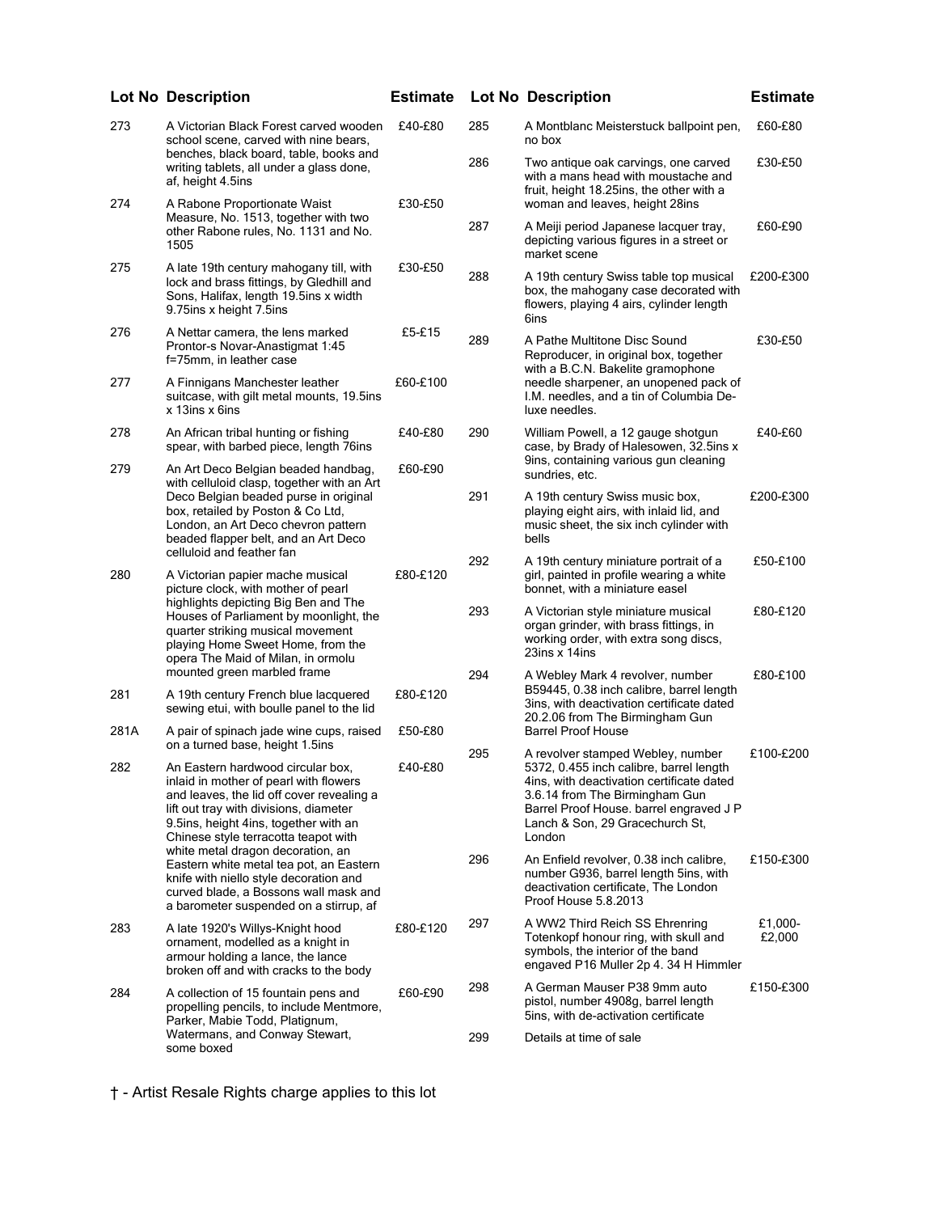| Lot No | Description | Estimate |
|---|---|---|
| 273 | A Victorian Black Forest carved wooden school scene, carved with nine bears, benches, black board, table, books and writing tablets, all under a glass done, af, height 4.5ins | £40-£80 |
| 274 | A Rabone Proportionate Waist Measure, No. 1513, together with two other Rabone rules, No. 1131 and No. 1505 | £30-£50 |
| 275 | A late 19th century mahogany till, with lock and brass fittings, by Gledhill and Sons, Halifax, length 19.5ins x width 9.75ins x height 7.5ins | £30-£50 |
| 276 | A Nettar camera, the lens marked Prontor-s Novar-Anastigmat 1:45 f=75mm, in leather case | £5-£15 |
| 277 | A Finnigans Manchester leather suitcase, with gilt metal mounts, 19.5ins x 13ins x 6ins | £60-£100 |
| 278 | An African tribal hunting or fishing spear, with barbed piece, length 76ins | £40-£80 |
| 279 | An Art Deco Belgian beaded handbag, with celluloid clasp, together with an Art Deco Belgian beaded purse in original box, retailed by Poston & Co Ltd, London, an Art Deco chevron pattern beaded flapper belt, and an Art Deco celluloid and feather fan | £60-£90 |
| 280 | A Victorian papier mache musical picture clock, with mother of pearl highlights depicting Big Ben and The Houses of Parliament by moonlight, the quarter striking musical movement playing Home Sweet Home, from the opera The Maid of Milan, in ormolu mounted green marbled frame | £80-£120 |
| 281 | A 19th century French blue lacquered sewing etui, with boulle panel to the lid | £80-£120 |
| 281A | A pair of spinach jade wine cups, raised on a turned base, height 1.5ins | £50-£80 |
| 282 | An Eastern hardwood circular box, inlaid in mother of pearl with flowers and leaves, the lid off cover revealing a lift out tray with divisions, diameter 9.5ins, height 4ins, together with an Chinese style terracotta teapot with white metal dragon decoration, an Eastern white metal tea pot, an Eastern knife with niello style decoration and curved blade, a Bossons wall mask and a barometer suspended on a stirrup, af | £40-£80 |
| 283 | A late 1920's Willys-Knight hood ornament, modelled as a knight in armour holding a lance, the lance broken off and with cracks to the body | £80-£120 |
| 284 | A collection of 15 fountain pens and propelling pencils, to include Mentmore, Parker, Mabie Todd, Platignum, Watermans, and Conway Stewart, some boxed | £60-£90 |
| 285 | A Montblanc Meisterstuck ballpoint pen, no box | £60-£80 |
| 286 | Two antique oak carvings, one carved with a mans head with moustache and fruit, height 18.25ins, the other with a woman and leaves, height 28ins | £30-£50 |
| 287 | A Meiji period Japanese lacquer tray, depicting various figures in a street or market scene | £60-£90 |
| 288 | A 19th century Swiss table top musical box, the mahogany case decorated with flowers, playing 4 airs, cylinder length 6ins | £200-£300 |
| 289 | A Pathe Multitone Disc Sound Reproducer, in original box, together with a B.C.N. Bakelite gramophone needle sharpener, an unopened pack of I.M. needles, and a tin of Columbia De-luxe needles. | £30-£50 |
| 290 | William Powell, a 12 gauge shotgun case, by Brady of Halesowen, 32.5ins x 9ins, containing various gun cleaning sundries, etc. | £40-£60 |
| 291 | A 19th century Swiss music box, playing eight airs, with inlaid lid, and music sheet, the six inch cylinder with bells | £200-£300 |
| 292 | A 19th century miniature portrait of a girl, painted in profile wearing a white bonnet, with a miniature easel | £50-£100 |
| 293 | A Victorian style miniature musical organ grinder, with brass fittings, in working order, with extra song discs, 23ins x 14ins | £80-£120 |
| 294 | A Webley Mark 4 revolver, number B59445, 0.38 inch calibre, barrel length 3ins, with deactivation certificate dated 20.2.06 from The Birmingham Gun Barrel Proof House | £80-£100 |
| 295 | A revolver stamped Webley, number 5372, 0.455 inch calibre, barrel length 4ins, with deactivation certificate dated 3.6.14 from The Birmingham Gun Barrel Proof House. barrel engraved J P Lanch & Son, 29 Gracechurch St, London | £100-£200 |
| 296 | An Enfield revolver, 0.38 inch calibre, number G936, barrel length 5ins, with deactivation certificate, The London Proof House 5.8.2013 | £150-£300 |
| 297 | A WW2 Third Reich SS Ehrenring Totenkopf honour ring, with skull and symbols, the interior of the band engaved P16 Muller 2p 4. 34 H Himmler | £1,000-£2,000 |
| 298 | A German Mauser P38 9mm auto pistol, number 4908g, barrel length 5ins, with de-activation certificate | £150-£300 |
| 299 | Details at time of sale | |

† - Artist Resale Rights charge applies to this lot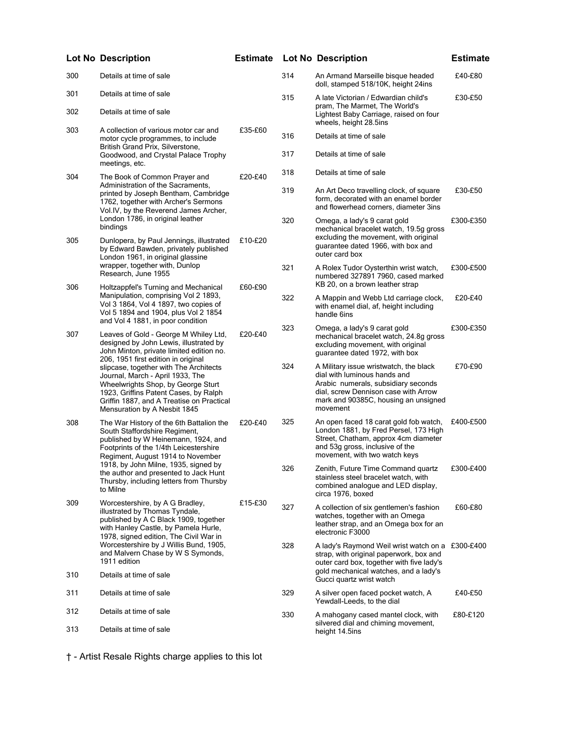| Lot No | Description | Estimate |
|---|---|---|
| 300 | Details at time of sale | |
| 301 | Details at time of sale | |
| 302 | Details at time of sale | |
| 303 | A collection of various motor car and motor cycle programmes, to include British Grand Prix, Silverstone, Goodwood, and Crystal Palace Trophy meetings, etc. | £35-£60 |
| 304 | The Book of Common Prayer and Administration of the Sacraments, printed by Joseph Bentham, Cambridge 1762, together with Archer's Sermons Vol.IV, by the Reverend James Archer, London 1786, in original leather bindings | £20-£40 |
| 305 | Dunlopera, by Paul Jennings, illustrated by Edward Bawden, privately published London 1961, in original glassine wrapper, together with, Dunlop Research, June 1955 | £10-£20 |
| 306 | Holtzappfel's Turning and Mechanical Manipulation, comprising Vol 2 1893, Vol 3 1864, Vol 4 1897, two copies of Vol 5 1894 and 1904, plus Vol 2 1854 and Vol 4 1881, in poor condition | £60-£90 |
| 307 | Leaves of Gold - George M Whiley Ltd, designed by John Lewis, illustrated by John Minton, private limited edition no. 206, 1951 first edition in original slipcase, together with The Architects Journal, March - April 1933, The Wheelwrights Shop, by George Sturt 1923, Griffins Patent Cases, by Ralph Griffin 1887, and A Treatise on Practical Mensuration by A Nesbit 1845 | £20-£40 |
| 308 | The War History of the 6th Battalion the South Staffordshire Regiment, published by W Heinemann, 1924, and Footprints of the 1/4th Leicestershire Regiment, August 1914 to November 1918, by John Milne, 1935, signed by the author and presented to Jack Hunt Thursby, including letters from Thursby to Milne | £20-£40 |
| 309 | Worcestershire, by A G Bradley, illustrated by Thomas Tyndale, published by A C Black 1909, together with Hanley Castle, by Pamela Hurle, 1978, signed edition, The Civil War in Worcestershire by J Willis Bund, 1905, and Malvern Chase by W S Symonds, 1911 edition | £15-£30 |
| 310 | Details at time of sale | |
| 311 | Details at time of sale | |
| 312 | Details at time of sale | |
| 313 | Details at time of sale | |
| 314 | An Armand Marseille bisque headed doll, stamped 518/10K, height 24ins | £40-£80 |
| 315 | A late Victorian / Edwardian child's pram, The Marmet, The World's Lightest Baby Carriage, raised on four wheels, height 28.5ins | £30-£50 |
| 316 | Details at time of sale | |
| 317 | Details at time of sale | |
| 318 | Details at time of sale | |
| 319 | An Art Deco travelling clock, of square form, decorated with an enamel border and flowerhead corners, diameter 3ins | £30-£50 |
| 320 | Omega, a lady's 9 carat gold mechanical bracelet watch, 19.5g gross excluding the movement, with original guarantee dated 1966, with box and outer card box | £300-£350 |
| 321 | A Rolex Tudor Oysterthin wrist watch, numbered 327891 7960, cased marked KB 20, on a brown leather strap | £300-£500 |
| 322 | A Mappin and Webb Ltd carriage clock, with enamel dial, af, height including handle 6ins | £20-£40 |
| 323 | Omega, a lady's 9 carat gold mechanical bracelet watch, 24.8g gross excluding movement, with original guarantee dated 1972, with box | £300-£350 |
| 324 | A Military issue wristwatch, the black dial with luminous hands and Arabic numerals, subsidiary seconds dial, screw Dennison case with Arrow mark and 90385C, housing an unsigned movement | £70-£90 |
| 325 | An open faced 18 carat gold fob watch, London 1881, by Fred Persel, 173 High Street, Chatham, approx 4cm diameter and 53g gross, inclusive of the movement, with two watch keys | £400-£500 |
| 326 | Zenith, Future Time Command quartz stainless steel bracelet watch, with combined analogue and LED display, circa 1976, boxed | £300-£400 |
| 327 | A collection of six gentlemen's fashion watches, together with an Omega leather strap, and an Omega box for an electronic F3000 | £60-£80 |
| 328 | A lady's Raymond Weil wrist watch on a strap, with original paperwork, box and outer card box, together with five lady's gold mechanical watches, and a lady's Gucci quartz wrist watch | £300-£400 |
| 329 | A silver open faced pocket watch, A Yewdall-Leeds, to the dial | £40-£50 |
| 330 | A mahogany cased mantel clock, with silvered dial and chiming movement, height 14.5ins | £80-£120 |

† - Artist Resale Rights charge applies to this lot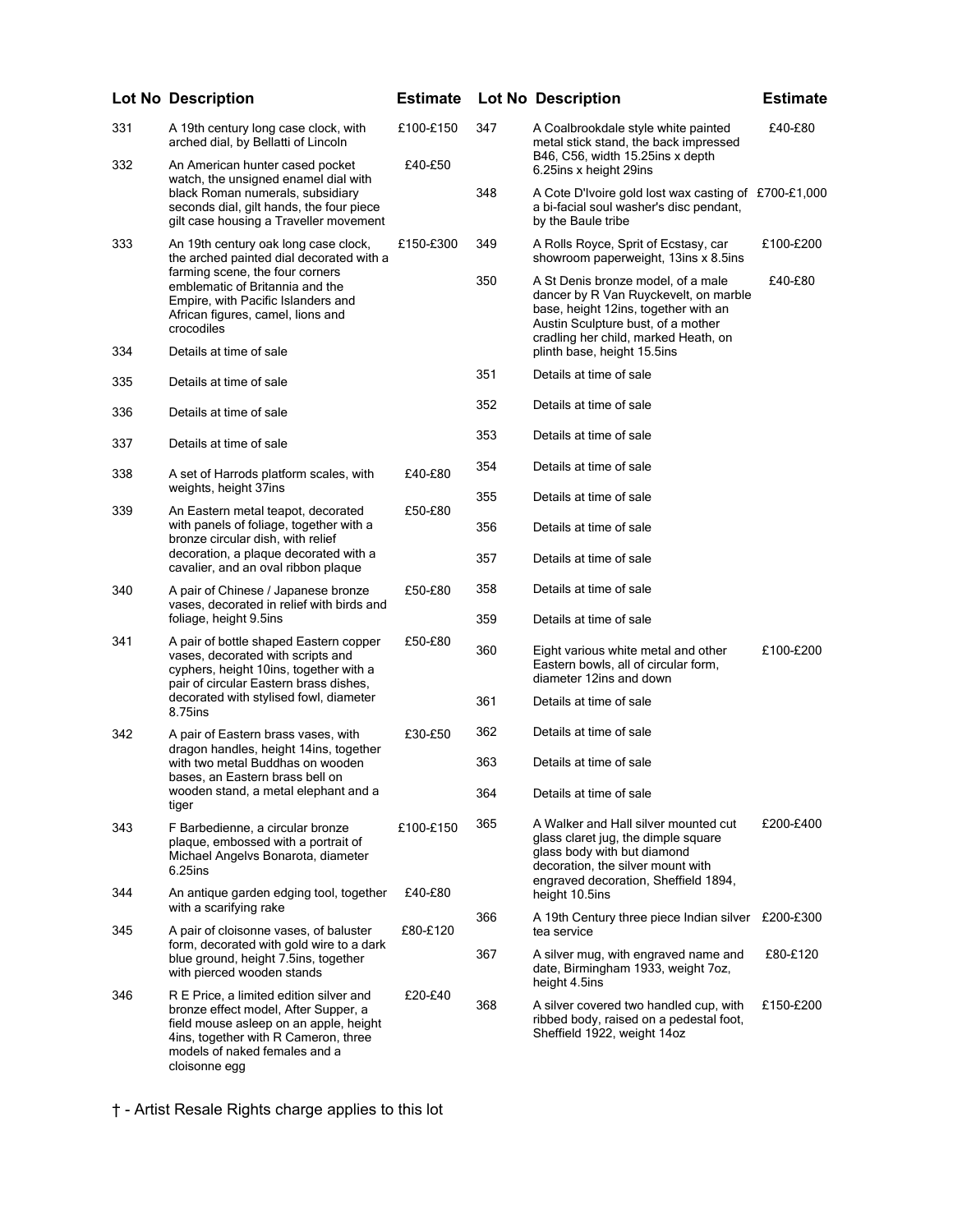| Lot No | Description | Estimate |
|---|---|---|
| 331 | A 19th century long case clock, with arched dial, by Bellatti of Lincoln | £100-£150 |
| 332 | An American hunter cased pocket watch, the unsigned enamel dial with black Roman numerals, subsidiary seconds dial, gilt hands, the four piece gilt case housing a Traveller movement | £40-£50 |
| 333 | An 19th century oak long case clock, the arched painted dial decorated with a farming scene, the four corners emblematic of Britannia and the Empire, with Pacific Islanders and African figures, camel, lions and crocodiles | £150-£300 |
| 334 | Details at time of sale | |
| 335 | Details at time of sale | |
| 336 | Details at time of sale | |
| 337 | Details at time of sale | |
| 338 | A set of Harrods platform scales, with weights, height 37ins | £40-£80 |
| 339 | An Eastern metal teapot, decorated with panels of foliage, together with a bronze circular dish, with relief decoration, a plaque decorated with a cavalier, and an oval ribbon plaque | £50-£80 |
| 340 | A pair of Chinese / Japanese bronze vases, decorated in relief with birds and foliage, height 9.5ins | £50-£80 |
| 341 | A pair of bottle shaped Eastern copper vases, decorated with scripts and cyphers, height 10ins, together with a pair of circular Eastern brass dishes, decorated with stylised fowl, diameter 8.75ins | £50-£80 |
| 342 | A pair of Eastern brass vases, with dragon handles, height 14ins, together with two metal Buddhas on wooden bases, an Eastern brass bell on wooden stand, a metal elephant and a tiger | £30-£50 |
| 343 | F Barbedienne, a circular bronze plaque, embossed with a portrait of Michael Angelvs Bonarota, diameter 6.25ins | £100-£150 |
| 344 | An antique garden edging tool, together with a scarifying rake | £40-£80 |
| 345 | A pair of cloisonne vases, of baluster form, decorated with gold wire to a dark blue ground, height 7.5ins, together with pierced wooden stands | £80-£120 |
| 346 | R E Price, a limited edition silver and bronze effect model, After Supper, a field mouse asleep on an apple, height 4ins, together with R Cameron, three models of naked females and a cloisonne egg | £20-£40 |
| 347 | A Coalbrookdale style white painted metal stick stand, the back impressed B46, C56, width 15.25ins x depth 6.25ins x height 29ins | £40-£80 |
| 348 | A Cote D'Ivoire gold lost wax casting of a bi-facial soul washer's disc pendant, by the Baule tribe | £700-£1,000 |
| 349 | A Rolls Royce, Sprit of Ecstasy, car showroom paperweight, 13ins x 8.5ins | £100-£200 |
| 350 | A St Denis bronze model, of a male dancer by R Van Ruyckevelt, on marble base, height 12ins, together with an Austin Sculpture bust, of a mother cradling her child, marked Heath, on plinth base, height 15.5ins | £40-£80 |
| 351 | Details at time of sale | |
| 352 | Details at time of sale | |
| 353 | Details at time of sale | |
| 354 | Details at time of sale | |
| 355 | Details at time of sale | |
| 356 | Details at time of sale | |
| 357 | Details at time of sale | |
| 358 | Details at time of sale | |
| 359 | Details at time of sale | |
| 360 | Eight various white metal and other Eastern bowls, all of circular form, diameter 12ins and down | £100-£200 |
| 361 | Details at time of sale | |
| 362 | Details at time of sale | |
| 363 | Details at time of sale | |
| 364 | Details at time of sale | |
| 365 | A Walker and Hall silver mounted cut glass claret jug, the dimple square glass body with but diamond decoration, the silver mount with engraved decoration, Sheffield 1894, height 10.5ins | £200-£400 |
| 366 | A 19th Century three piece Indian silver tea service | £200-£300 |
| 367 | A silver mug, with engraved name and date, Birmingham 1933, weight 7oz, height 4.5ins | £80-£120 |
| 368 | A silver covered two handled cup, with ribbed body, raised on a pedestal foot, Sheffield 1922, weight 14oz | £150-£200 |

† - Artist Resale Rights charge applies to this lot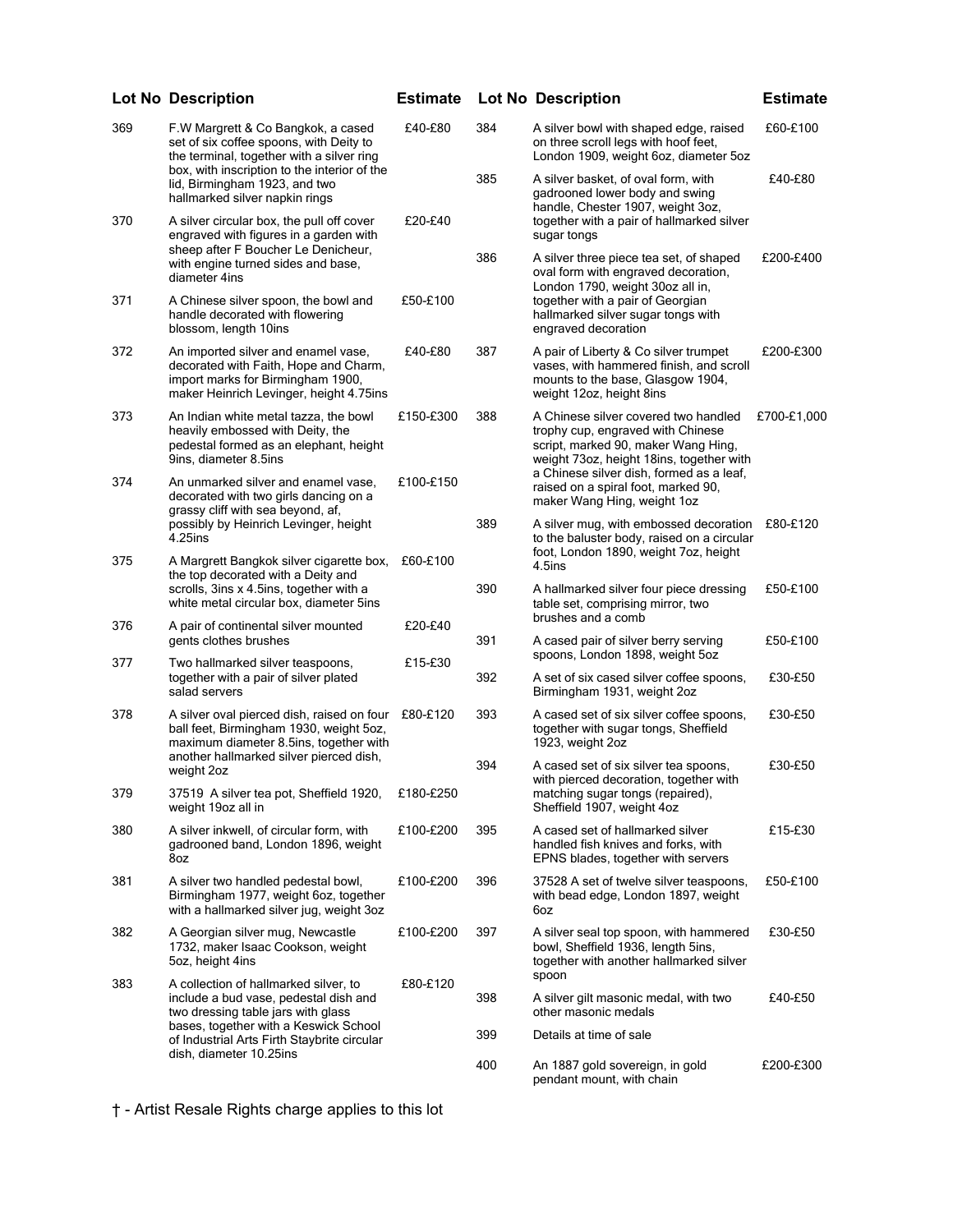| Lot No | Description | Estimate |
|---|---|---|
| 369 | F.W Margrett & Co Bangkok, a cased set of six coffee spoons, with Deity to the terminal, together with a silver ring box, with inscription to the interior of the lid, Birmingham 1923, and two hallmarked silver napkin rings | £40-£80 |
| 370 | A silver circular box, the pull off cover engraved with figures in a garden with sheep after F Boucher Le Denicheur, with engine turned sides and base, diameter 4ins | £20-£40 |
| 371 | A Chinese silver spoon, the bowl and handle decorated with flowering blossom, length 10ins | £50-£100 |
| 372 | An imported silver and enamel vase, decorated with Faith, Hope and Charm, import marks for Birmingham 1900, maker Heinrich Levinger, height 4.75ins | £40-£80 |
| 373 | An Indian white metal tazza, the bowl heavily embossed with Deity, the pedestal formed as an elephant, height 9ins, diameter 8.5ins | £150-£300 |
| 374 | An unmarked silver and enamel vase, decorated with two girls dancing on a grassy cliff with sea beyond, af, possibly by Heinrich Levinger, height 4.25ins | £100-£150 |
| 375 | A Margrett Bangkok silver cigarette box, the top decorated with a Deity and scrolls, 3ins x 4.5ins, together with a white metal circular box, diameter 5ins | £60-£100 |
| 376 | A pair of continental silver mounted gents clothes brushes | £20-£40 |
| 377 | Two hallmarked silver teaspoons, together with a pair of silver plated salad servers | £15-£30 |
| 378 | A silver oval pierced dish, raised on four ball feet, Birmingham 1930, weight 5oz, maximum diameter 8.5ins, together with another hallmarked silver pierced dish, weight 2oz | £80-£120 |
| 379 | 37519 A silver tea pot, Sheffield 1920, weight 19oz all in | £180-£250 |
| 380 | A silver inkwell, of circular form, with gadrooned band, London 1896, weight 8oz | £100-£200 |
| 381 | A silver two handled pedestal bowl, Birmingham 1977, weight 6oz, together with a hallmarked silver jug, weight 3oz | £100-£200 |
| 382 | A Georgian silver mug, Newcastle 1732, maker Isaac Cookson, weight 5oz, height 4ins | £100-£200 |
| 383 | A collection of hallmarked silver, to include a bud vase, pedestal dish and two dressing table jars with glass bases, together with a Keswick School of Industrial Arts Firth Staybrite circular dish, diameter 10.25ins | £80-£120 |
| 384 | A silver bowl with shaped edge, raised on three scroll legs with hoof feet, London 1909, weight 6oz, diameter 5oz | £60-£100 |
| 385 | A silver basket, of oval form, with gadrooned lower body and swing handle, Chester 1907, weight 3oz, together with a pair of hallmarked silver sugar tongs | £40-£80 |
| 386 | A silver three piece tea set, of shaped oval form with engraved decoration, London 1790, weight 30oz all in, together with a pair of Georgian hallmarked silver sugar tongs with engraved decoration | £200-£400 |
| 387 | A pair of Liberty & Co silver trumpet vases, with hammered finish, and scroll mounts to the base, Glasgow 1904, weight 12oz, height 8ins | £200-£300 |
| 388 | A Chinese silver covered two handled trophy cup, engraved with Chinese script, marked 90, maker Wang Hing, weight 73oz, height 18ins, together with a Chinese silver dish, formed as a leaf, raised on a spiral foot, marked 90, maker Wang Hing, weight 1oz | £700-£1,000 |
| 389 | A silver mug, with embossed decoration to the baluster body, raised on a circular foot, London 1890, weight 7oz, height 4.5ins | £80-£120 |
| 390 | A hallmarked silver four piece dressing table set, comprising mirror, two brushes and a comb | £50-£100 |
| 391 | A cased pair of silver berry serving spoons, London 1898, weight 5oz | £50-£100 |
| 392 | A set of six cased silver coffee spoons, Birmingham 1931, weight 2oz | £30-£50 |
| 393 | A cased set of six silver coffee spoons, together with sugar tongs, Sheffield 1923, weight 2oz | £30-£50 |
| 394 | A cased set of six silver tea spoons, with pierced decoration, together with matching sugar tongs (repaired), Sheffield 1907, weight 4oz | £30-£50 |
| 395 | A cased set of hallmarked silver handled fish knives and forks, with EPNS blades, together with servers | £15-£30 |
| 396 | 37528 A set of twelve silver teaspoons, with bead edge, London 1897, weight 6oz | £50-£100 |
| 397 | A silver seal top spoon, with hammered bowl, Sheffield 1936, length 5ins, together with another hallmarked silver spoon | £30-£50 |
| 398 | A silver gilt masonic medal, with two other masonic medals | £40-£50 |
| 399 | Details at time of sale | |
| 400 | An 1887 gold sovereign, in gold pendant mount, with chain | £200-£300 |

† - Artist Resale Rights charge applies to this lot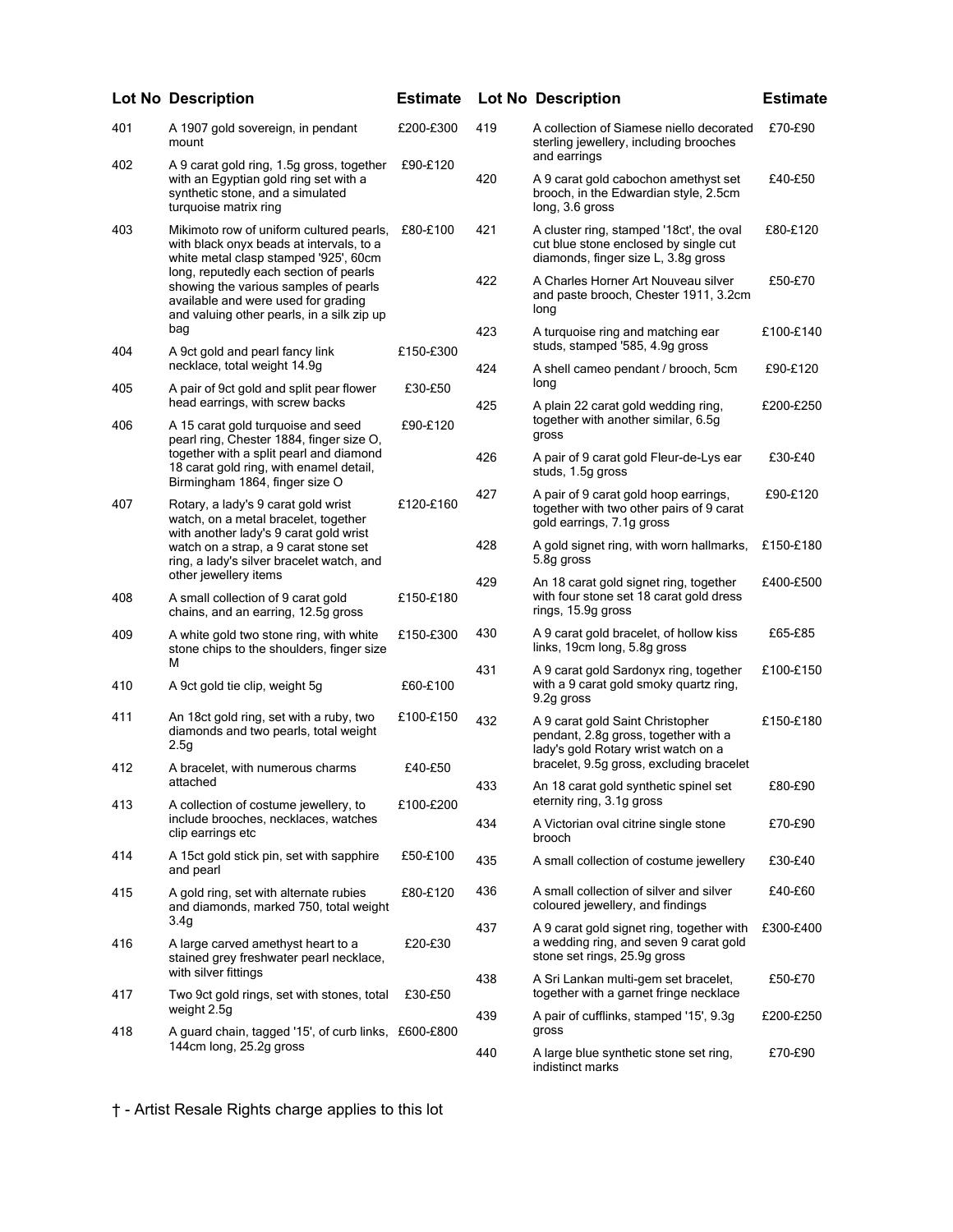| Lot No | Description | Estimate |
|---|---|---|
| 401 | A 1907 gold sovereign, in pendant mount | £200-£300 |
| 402 | A 9 carat gold ring, 1.5g gross, together with an Egyptian gold ring set with a synthetic stone, and a simulated turquoise matrix ring | £90-£120 |
| 403 | Mikimoto row of uniform cultured pearls, with black onyx beads at intervals, to a white metal clasp stamped '925', 60cm long, reputedly each section of pearls showing the various samples of pearls available and were used for grading and valuing other pearls, in a silk zip up bag | £80-£100 |
| 404 | A 9ct gold and pearl fancy link necklace, total weight 14.9g | £150-£300 |
| 405 | A pair of 9ct gold and split pear flower head earrings, with screw backs | £30-£50 |
| 406 | A 15 carat gold turquoise and seed pearl ring, Chester 1884, finger size O, together with a split pearl and diamond 18 carat gold ring, with enamel detail, Birmingham 1864, finger size O | £90-£120 |
| 407 | Rotary, a lady's 9 carat gold wrist watch, on a metal bracelet, together with another lady's 9 carat gold wrist watch on a strap, a 9 carat stone set ring, a lady's silver bracelet watch, and other jewellery items | £120-£160 |
| 408 | A small collection of 9 carat gold chains, and an earring, 12.5g gross | £150-£180 |
| 409 | A white gold two stone ring, with white stone chips to the shoulders, finger size M | £150-£300 |
| 410 | A 9ct gold tie clip, weight 5g | £60-£100 |
| 411 | An 18ct gold ring, set with a ruby, two diamonds and two pearls, total weight 2.5g | £100-£150 |
| 412 | A bracelet, with numerous charms attached | £40-£50 |
| 413 | A collection of costume jewellery, to include brooches, necklaces, watches clip earrings etc | £100-£200 |
| 414 | A 15ct gold stick pin, set with sapphire and pearl | £50-£100 |
| 415 | A gold ring, set with alternate rubies and diamonds, marked 750, total weight 3.4g | £80-£120 |
| 416 | A large carved amethyst heart to a stained grey freshwater pearl necklace, with silver fittings | £20-£30 |
| 417 | Two 9ct gold rings, set with stones, total weight 2.5g | £30-£50 |
| 418 | A guard chain, tagged '15', of curb links, 144cm long, 25.2g gross | £600-£800 |
| 419 | A collection of Siamese niello decorated sterling jewellery, including brooches and earrings | £70-£90 |
| 420 | A 9 carat gold cabochon amethyst set brooch, in the Edwardian style, 2.5cm long, 3.6 gross | £40-£50 |
| 421 | A cluster ring, stamped '18ct', the oval cut blue stone enclosed by single cut diamonds, finger size L, 3.8g gross | £80-£120 |
| 422 | A Charles Horner Art Nouveau silver and paste brooch, Chester 1911, 3.2cm long | £50-£70 |
| 423 | A turquoise ring and matching ear studs, stamped '585, 4.9g gross | £100-£140 |
| 424 | A shell cameo pendant / brooch, 5cm long | £90-£120 |
| 425 | A plain 22 carat gold wedding ring, together with another similar, 6.5g gross | £200-£250 |
| 426 | A pair of 9 carat gold Fleur-de-Lys ear studs, 1.5g gross | £30-£40 |
| 427 | A pair of 9 carat gold hoop earrings, together with two other pairs of 9 carat gold earrings, 7.1g gross | £90-£120 |
| 428 | A gold signet ring, with worn hallmarks, 5.8g gross | £150-£180 |
| 429 | An 18 carat gold signet ring, together with four stone set 18 carat gold dress rings, 15.9g gross | £400-£500 |
| 430 | A 9 carat gold bracelet, of hollow kiss links, 19cm long, 5.8g gross | £65-£85 |
| 431 | A 9 carat gold Sardonyx ring, together with a 9 carat gold smoky quartz ring, 9.2g gross | £100-£150 |
| 432 | A 9 carat gold Saint Christopher pendant, 2.8g gross, together with a lady's gold Rotary wrist watch on a bracelet, 9.5g gross, excluding bracelet | £150-£180 |
| 433 | An 18 carat gold synthetic spinel set eternity ring, 3.1g gross | £80-£90 |
| 434 | A Victorian oval citrine single stone brooch | £70-£90 |
| 435 | A small collection of costume jewellery | £30-£40 |
| 436 | A small collection of silver and silver coloured jewellery, and findings | £40-£60 |
| 437 | A 9 carat gold signet ring, together with a wedding ring, and seven 9 carat gold stone set rings, 25.9g gross | £300-£400 |
| 438 | A Sri Lankan multi-gem set bracelet, together with a garnet fringe necklace | £50-£70 |
| 439 | A pair of cufflinks, stamped '15', 9.3g gross | £200-£250 |
| 440 | A large blue synthetic stone set ring, indistinct marks | £70-£90 |

† - Artist Resale Rights charge applies to this lot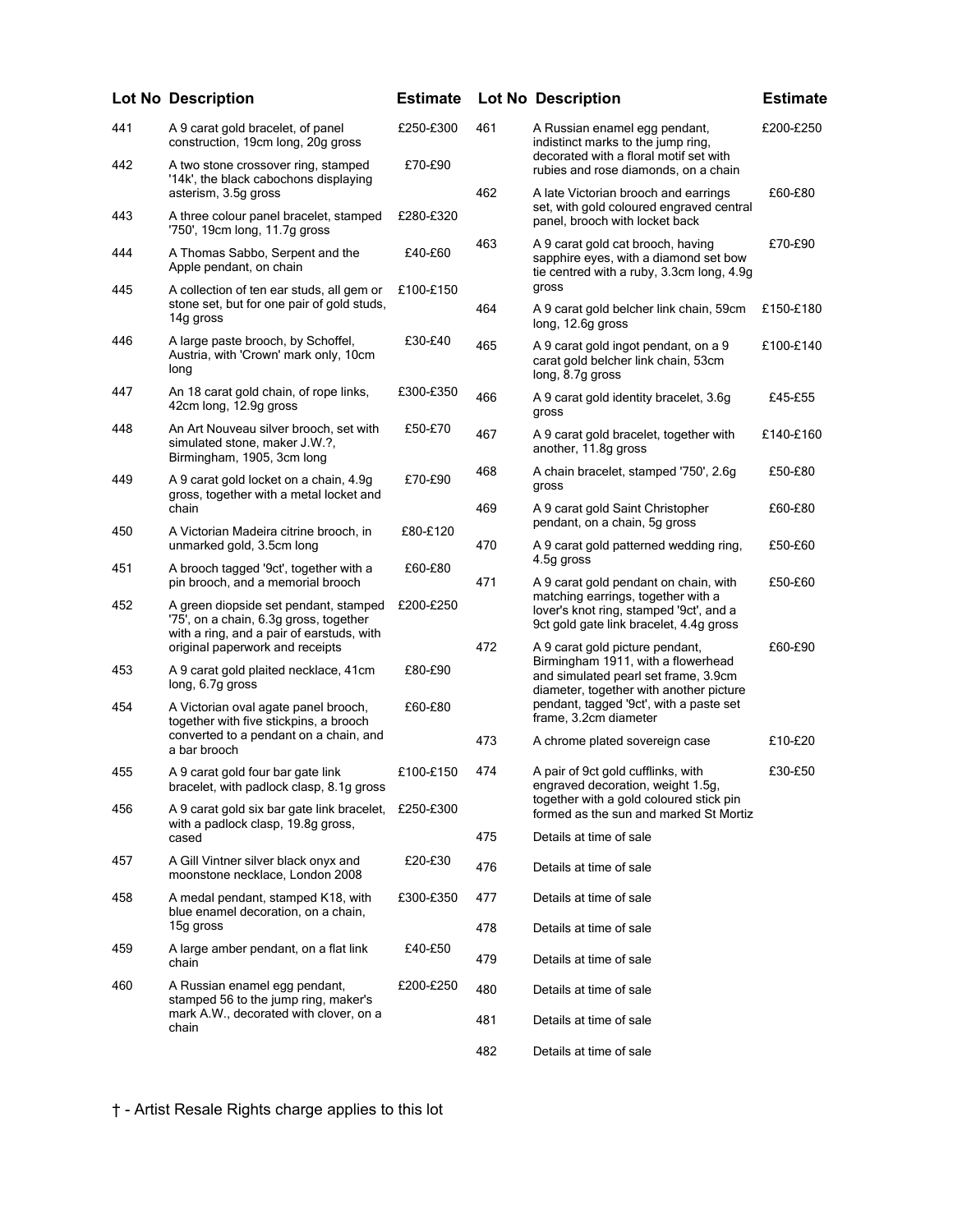| Lot No | Description | Estimate |
|---|---|---|
| 441 | A 9 carat gold bracelet, of panel construction, 19cm long, 20g gross | £250-£300 |
| 442 | A two stone crossover ring, stamped '14k', the black cabochons displaying asterism, 3.5g gross | £70-£90 |
| 443 | A three colour panel bracelet, stamped '750', 19cm long, 11.7g gross | £280-£320 |
| 444 | A Thomas Sabbo, Serpent and the Apple pendant, on chain | £40-£60 |
| 445 | A collection of ten ear studs, all gem or stone set, but for one pair of gold studs, 14g gross | £100-£150 |
| 446 | A large paste brooch, by Schoffel, Austria, with 'Crown' mark only, 10cm long | £30-£40 |
| 447 | An 18 carat gold chain, of rope links, 42cm long, 12.9g gross | £300-£350 |
| 448 | An Art Nouveau silver brooch, set with simulated stone, maker J.W.?, Birmingham, 1905, 3cm long | £50-£70 |
| 449 | A 9 carat gold locket on a chain, 4.9g gross, together with a metal locket and chain | £70-£90 |
| 450 | A Victorian Madeira citrine brooch, in unmarked gold, 3.5cm long | £80-£120 |
| 451 | A brooch tagged '9ct', together with a pin brooch, and a memorial brooch | £60-£80 |
| 452 | A green diopside set pendant, stamped '75', on a chain, 6.3g gross, together with a ring, and a pair of earstuds, with original paperwork and receipts | £200-£250 |
| 453 | A 9 carat gold plaited necklace, 41cm long, 6.7g gross | £80-£90 |
| 454 | A Victorian oval agate panel brooch, together with five stickpins, a brooch converted to a pendant on a chain, and a bar brooch | £60-£80 |
| 455 | A 9 carat gold four bar gate link bracelet, with padlock clasp, 8.1g gross | £100-£150 |
| 456 | A 9 carat gold six bar gate link bracelet, with a padlock clasp, 19.8g gross, cased | £250-£300 |
| 457 | A Gill Vintner silver black onyx and moonstone necklace, London 2008 | £20-£30 |
| 458 | A medal pendant, stamped K18, with blue enamel decoration, on a chain, 15g gross | £300-£350 |
| 459 | A large amber pendant, on a flat link chain | £40-£50 |
| 460 | A Russian enamel egg pendant, stamped 56 to the jump ring, maker's mark A.W., decorated with clover, on a chain | £200-£250 |
| 461 | A Russian enamel egg pendant, indistinct marks to the jump ring, decorated with a floral motif set with rubies and rose diamonds, on a chain | £200-£250 |
| 462 | A late Victorian brooch and earrings set, with gold coloured engraved central panel, brooch with locket back | £60-£80 |
| 463 | A 9 carat gold cat brooch, having sapphire eyes, with a diamond set bow tie centred with a ruby, 3.3cm long, 4.9g gross | £70-£90 |
| 464 | A 9 carat gold belcher link chain, 59cm long, 12.6g gross | £150-£180 |
| 465 | A 9 carat gold ingot pendant, on a 9 carat gold belcher link chain, 53cm long, 8.7g gross | £100-£140 |
| 466 | A 9 carat gold identity bracelet, 3.6g gross | £45-£55 |
| 467 | A 9 carat gold bracelet, together with another, 11.8g gross | £140-£160 |
| 468 | A chain bracelet, stamped '750', 2.6g gross | £50-£80 |
| 469 | A 9 carat gold Saint Christopher pendant, on a chain, 5g gross | £60-£80 |
| 470 | A 9 carat gold patterned wedding ring, 4.5g gross | £50-£60 |
| 471 | A 9 carat gold pendant on chain, with matching earrings, together with a lover's knot ring, stamped '9ct', and a 9ct gold gate link bracelet, 4.4g gross | £50-£60 |
| 472 | A 9 carat gold picture pendant, Birmingham 1911, with a flowerhead and simulated pearl set frame, 3.9cm diameter, together with another picture pendant, tagged '9ct', with a paste set frame, 3.2cm diameter | £60-£90 |
| 473 | A chrome plated sovereign case | £10-£20 |
| 474 | A pair of 9ct gold cufflinks, with engraved decoration, weight 1.5g, together with a gold coloured stick pin formed as the sun and marked St Mortiz | £30-£50 |
| 475 | Details at time of sale | |
| 476 | Details at time of sale | |
| 477 | Details at time of sale | |
| 478 | Details at time of sale | |
| 479 | Details at time of sale | |
| 480 | Details at time of sale | |
| 481 | Details at time of sale | |
| 482 | Details at time of sale | |

† - Artist Resale Rights charge applies to this lot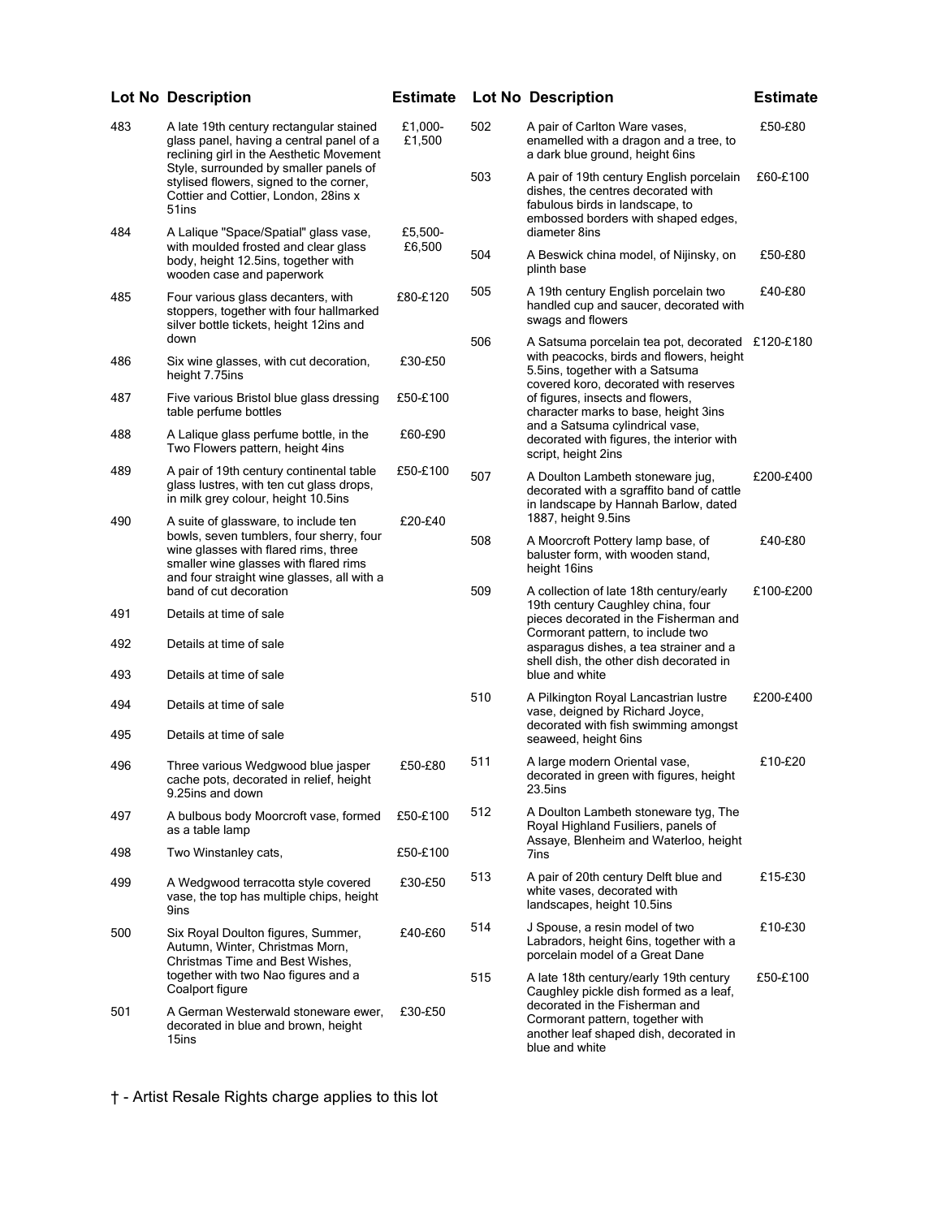| Lot No | Description | Estimate |
|---|---|---|
| 483 | A late 19th century rectangular stained glass panel, having a central panel of a reclining girl in the Aesthetic Movement Style, surrounded by smaller panels of stylised flowers, signed to the corner, Cottier and Cottier, London, 28ins x 51ins | £1,000-£1,500 |
| 484 | A Lalique "Space/Spatial" glass vase, with moulded frosted and clear glass body, height 12.5ins, together with wooden case and paperwork | £5,500-£6,500 |
| 485 | Four various glass decanters, with stoppers, together with four hallmarked silver bottle tickets, height 12ins and down | £80-£120 |
| 486 | Six wine glasses, with cut decoration, height 7.75ins | £30-£50 |
| 487 | Five various Bristol blue glass dressing table perfume bottles | £50-£100 |
| 488 | A Lalique glass perfume bottle, in the Two Flowers pattern, height 4ins | £60-£90 |
| 489 | A pair of 19th century continental table glass lustres, with ten cut glass drops, in milk grey colour, height 10.5ins | £50-£100 |
| 490 | A suite of glassware, to include ten bowls, seven tumblers, four sherry, four wine glasses with flared rims, three smaller wine glasses with flared rims and four straight wine glasses, all with a band of cut decoration | £20-£40 |
| 491 | Details at time of sale | |
| 492 | Details at time of sale | |
| 493 | Details at time of sale | |
| 494 | Details at time of sale | |
| 495 | Details at time of sale | |
| 496 | Three various Wedgwood blue jasper cache pots, decorated in relief, height 9.25ins and down | £50-£80 |
| 497 | A bulbous body Moorcroft vase, formed as a table lamp | £50-£100 |
| 498 | Two Winstanley cats, | £50-£100 |
| 499 | A Wedgwood terracotta style covered vase, the top has multiple chips, height 9ins | £30-£50 |
| 500 | Six Royal Doulton figures, Summer, Autumn, Winter, Christmas Morn, Christmas Time and Best Wishes, together with two Nao figures and a Coalport figure | £40-£60 |
| 501 | A German Westerwald stoneware ewer, decorated in blue and brown, height 15ins | £30-£50 |
| 502 | A pair of Carlton Ware vases, enamelled with a dragon and a tree, to a dark blue ground, height 6ins | £50-£80 |
| 503 | A pair of 19th century English porcelain dishes, the centres decorated with fabulous birds in landscape, to embossed borders with shaped edges, diameter 8ins | £60-£100 |
| 504 | A Beswick china model, of Nijinsky, on plinth base | £50-£80 |
| 505 | A 19th century English porcelain two handled cup and saucer, decorated with swags and flowers | £40-£80 |
| 506 | A Satsuma porcelain tea pot, decorated with peacocks, birds and flowers, height 5.5ins, together with a Satsuma covered koro, decorated with reserves of figures, insects and flowers, character marks to base, height 3ins and a Satsuma cylindrical vase, decorated with figures, the interior with script, height 2ins | £120-£180 |
| 507 | A Doulton Lambeth stoneware jug, decorated with a sgraffito band of cattle in landscape by Hannah Barlow, dated 1887, height 9.5ins | £200-£400 |
| 508 | A Moorcroft Pottery lamp base, of baluster form, with wooden stand, height 16ins | £40-£80 |
| 509 | A collection of late 18th century/early 19th century Caughley china, four pieces decorated in the Fisherman and Cormorant pattern, to include two asparagus dishes, a tea strainer and a shell dish, the other dish decorated in blue and white | £100-£200 |
| 510 | A Pilkington Royal Lancastrian lustre vase, deigned by Richard Joyce, decorated with fish swimming amongst seaweed, height 6ins | £200-£400 |
| 511 | A large modern Oriental vase, decorated in green with figures, height 23.5ins | £10-£20 |
| 512 | A Doulton Lambeth stoneware tyg, The Royal Highland Fusiliers, panels of Assaye, Blenheim and Waterloo, height 7ins | |
| 513 | A pair of 20th century Delft blue and white vases, decorated with landscapes, height 10.5ins | £15-£30 |
| 514 | J Spouse, a resin model of two Labradors, height 6ins, together with a porcelain model of a Great Dane | £10-£30 |
| 515 | A late 18th century/early 19th century Caughley pickle dish formed as a leaf, decorated in the Fisherman and Cormorant pattern, together with another leaf shaped dish, decorated in blue and white | £50-£100 |

† - Artist Resale Rights charge applies to this lot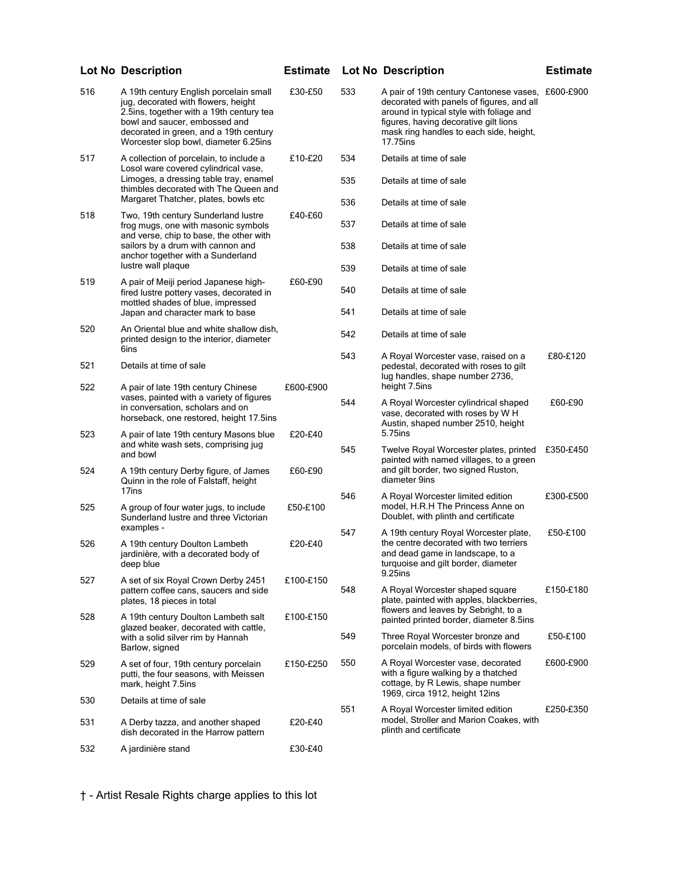| Lot No | Description | Estimate |
|---|---|---|
| 516 | A 19th century English porcelain small jug, decorated with flowers, height 2.5ins, together with a 19th century tea bowl and saucer, embossed and decorated in green, and a 19th century Worcester slop bowl, diameter 6.25ins | £30-£50 |
| 517 | A collection of porcelain, to include a Losol ware covered cylindrical vase, Limoges, a dressing table tray, enamel thimbles decorated with The Queen and Margaret Thatcher, plates, bowls etc | £10-£20 |
| 518 | Two, 19th century Sunderland lustre frog mugs, one with masonic symbols and verse, chip to base, the other with sailors by a drum with cannon and anchor together with a Sunderland lustre wall plaque | £40-£60 |
| 519 | A pair of Meiji period Japanese high-fired lustre pottery vases, decorated in mottled shades of blue, impressed Japan and character mark to base | £60-£90 |
| 520 | An Oriental blue and white shallow dish, printed design to the interior, diameter 6ins | |
| 521 | Details at time of sale | |
| 522 | A pair of late 19th century Chinese vases, painted with a variety of figures in conversation, scholars and on horseback, one restored, height 17.5ins | £600-£900 |
| 523 | A pair of late 19th century Masons blue and white wash sets, comprising jug and bowl | £20-£40 |
| 524 | A 19th century Derby figure, of James Quinn in the role of Falstaff, height 17ins | £60-£90 |
| 525 | A group of four water jugs, to include Sunderland lustre and three Victorian examples - | £50-£100 |
| 526 | A 19th century Doulton Lambeth jardinière, with a decorated body of deep blue | £20-£40 |
| 527 | A set of six Royal Crown Derby 2451 pattern coffee cans, saucers and side plates, 18 pieces in total | £100-£150 |
| 528 | A 19th century Doulton Lambeth salt glazed beaker, decorated with cattle, with a solid silver rim by Hannah Barlow, signed | £100-£150 |
| 529 | A set of four, 19th century porcelain putti, the four seasons, with Meissen mark, height 7.5ins | £150-£250 |
| 530 | Details at time of sale | |
| 531 | A Derby tazza, and another shaped dish decorated in the Harrow pattern | £20-£40 |
| 532 | A jardinière stand | £30-£40 |
| 533 | A pair of 19th century Cantonese vases, decorated with panels of figures, and all around in typical style with foliage and figures, having decorative gilt lions mask ring handles to each side, height, 17.75ins | £600-£900 |
| 534 | Details at time of sale | |
| 535 | Details at time of sale | |
| 536 | Details at time of sale | |
| 537 | Details at time of sale | |
| 538 | Details at time of sale | |
| 539 | Details at time of sale | |
| 540 | Details at time of sale | |
| 541 | Details at time of sale | |
| 542 | Details at time of sale | |
| 543 | A Royal Worcester vase, raised on a pedestal, decorated with roses to gilt lug handles, shape number 2736, height 7.5ins | £80-£120 |
| 544 | A Royal Worcester cylindrical shaped vase, decorated with roses by W H Austin, shaped number 2510, height 5.75ins | £60-£90 |
| 545 | Twelve Royal Worcester plates, printed painted with named villages, to a green and gilt border, two signed Ruston, diameter 9ins | £350-£450 |
| 546 | A Royal Worcester limited edition model, H.R.H The Princess Anne on Doublet, with plinth and certificate | £300-£500 |
| 547 | A 19th century Royal Worcester plate, the centre decorated with two terriers and dead game in landscape, to a turquoise and gilt border, diameter 9.25ins | £50-£100 |
| 548 | A Royal Worcester shaped square plate, painted with apples, blackberries, flowers and leaves by Sebright, to a painted printed border, diameter 8.5ins | £150-£180 |
| 549 | Three Royal Worcester bronze and porcelain models, of birds with flowers | £50-£100 |
| 550 | A Royal Worcester vase, decorated with a figure walking by a thatched cottage, by R Lewis, shape number 1969, circa 1912, height 12ins | £600-£900 |
| 551 | A Royal Worcester limited edition model, Stroller and Marion Coakes, with plinth and certificate | £250-£350 |

† - Artist Resale Rights charge applies to this lot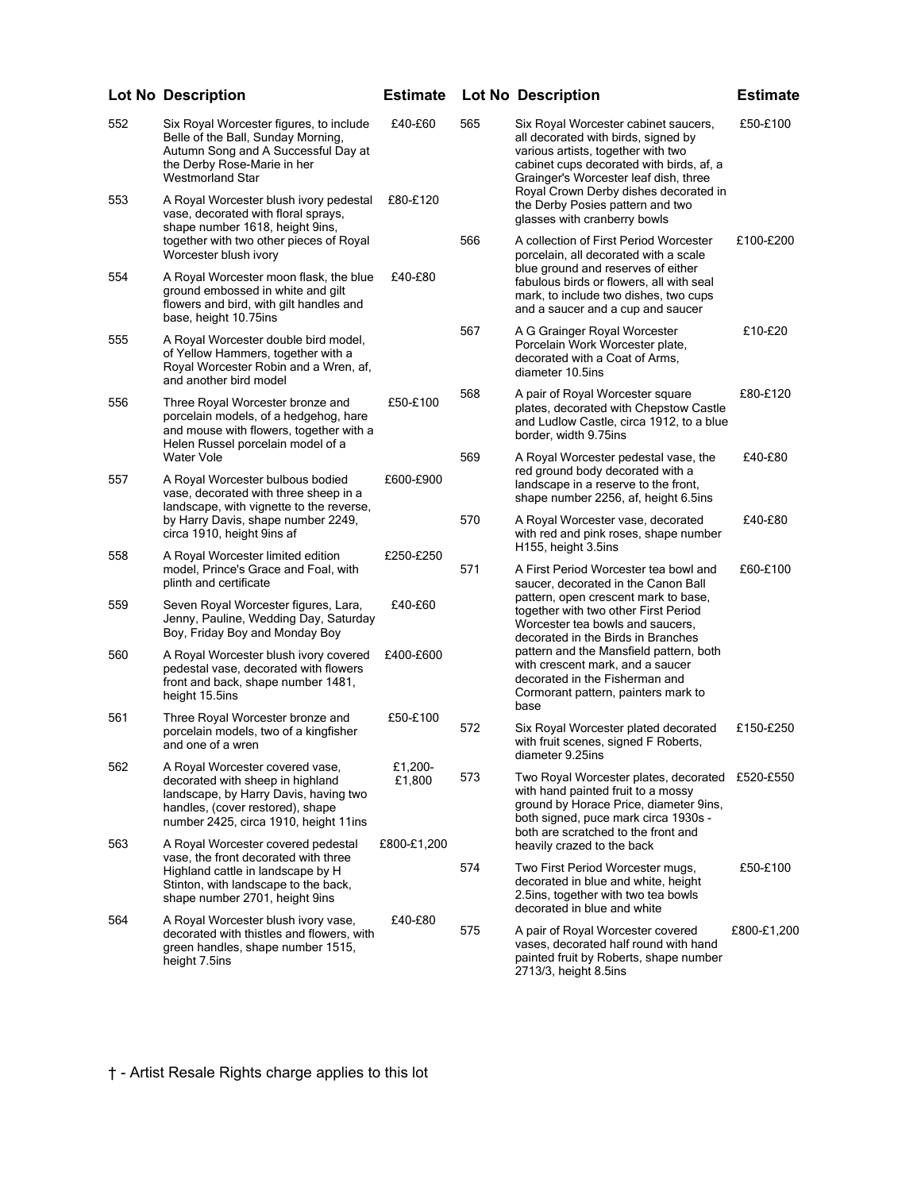| Lot No | Description | Estimate |
|---|---|---|
| 552 | Six Royal Worcester figures, to include Belle of the Ball, Sunday Morning, Autumn Song and A Successful Day at the Derby Rose-Marie in her Westmorland Star | £40-£60 |
| 553 | A Royal Worcester blush ivory pedestal vase, decorated with floral sprays, shape number 1618, height 9ins, together with two other pieces of Royal Worcester blush ivory | £80-£120 |
| 554 | A Royal Worcester moon flask, the blue ground embossed in white and gilt flowers and bird, with gilt handles and base, height 10.75ins | £40-£80 |
| 555 | A Royal Worcester double bird model, of Yellow Hammers, together with a Royal Worcester Robin and a Wren, af, and another bird model | |
| 556 | Three Royal Worcester bronze and porcelain models, of a hedgehog, hare and mouse with flowers, together with a Helen Russel porcelain model of a Water Vole | £50-£100 |
| 557 | A Royal Worcester bulbous bodied vase, decorated with three sheep in a landscape, with vignette to the reverse, by Harry Davis, shape number 2249, circa 1910, height 9ins af | £600-£900 |
| 558 | A Royal Worcester limited edition model, Prince's Grace and Foal, with plinth and certificate | £250-£250 |
| 559 | Seven Royal Worcester figures, Lara, Jenny, Pauline, Wedding Day, Saturday Boy, Friday Boy and Monday Boy | £40-£60 |
| 560 | A Royal Worcester blush ivory covered pedestal vase, decorated with flowers front and back, shape number 1481, height 15.5ins | £400-£600 |
| 561 | Three Royal Worcester bronze and porcelain models, two of a kingfisher and one of a wren | £50-£100 |
| 562 | A Royal Worcester covered vase, decorated with sheep in highland landscape, by Harry Davis, having two handles, (cover restored), shape number 2425, circa 1910, height 11ins | £1,200-£1,800 |
| 563 | A Royal Worcester covered pedestal vase, the front decorated with three Highland cattle in landscape by H Stinton, with landscape to the back, shape number 2701, height 9ins | £800-£1,200 |
| 564 | A Royal Worcester blush ivory vase, decorated with thistles and flowers, with green handles, shape number 1515, height 7.5ins | £40-£80 |
| 565 | Six Royal Worcester cabinet saucers, all decorated with birds, signed by various artists, together with two cabinet cups decorated with birds, af, a Grainger's Worcester leaf dish, three Royal Crown Derby dishes decorated in the Derby Posies pattern and two glasses with cranberry bowls | £50-£100 |
| 566 | A collection of First Period Worcester porcelain, all decorated with a scale blue ground and reserves of either fabulous birds or flowers, all with seal mark, to include two dishes, two cups and a saucer and a cup and saucer | £100-£200 |
| 567 | A G Grainger Royal Worcester Porcelain Work Worcester plate, decorated with a Coat of Arms, diameter 10.5ins | £10-£20 |
| 568 | A pair of Royal Worcester square plates, decorated with Chepstow Castle and Ludlow Castle, circa 1912, to a blue border, width 9.75ins | £80-£120 |
| 569 | A Royal Worcester pedestal vase, the red ground body decorated with a landscape in a reserve to the front, shape number 2256, af, height 6.5ins | £40-£80 |
| 570 | A Royal Worcester vase, decorated with red and pink roses, shape number H155, height 3.5ins | £40-£80 |
| 571 | A First Period Worcester tea bowl and saucer, decorated in the Canon Ball pattern, open crescent mark to base, together with two other First Period Worcester tea bowls and saucers, decorated in the Birds in Branches pattern and the Mansfield pattern, both with crescent mark, and a saucer decorated in the Fisherman and Cormorant pattern, painters mark to base | £60-£100 |
| 572 | Six Royal Worcester plated decorated with fruit scenes, signed F Roberts, diameter 9.25ins | £150-£250 |
| 573 | Two Royal Worcester plates, decorated with hand painted fruit to a mossy ground by Horace Price, diameter 9ins, both signed, puce mark circa 1930s - both are scratched to the front and heavily crazed to the back | £520-£550 |
| 574 | Two First Period Worcester mugs, decorated in blue and white, height 2.5ins, together with two tea bowls decorated in blue and white | £50-£100 |
| 575 | A pair of Royal Worcester covered vases, decorated half round with hand painted fruit by Roberts, shape number 2713/3, height 8.5ins | £800-£1,200 |

† - Artist Resale Rights charge applies to this lot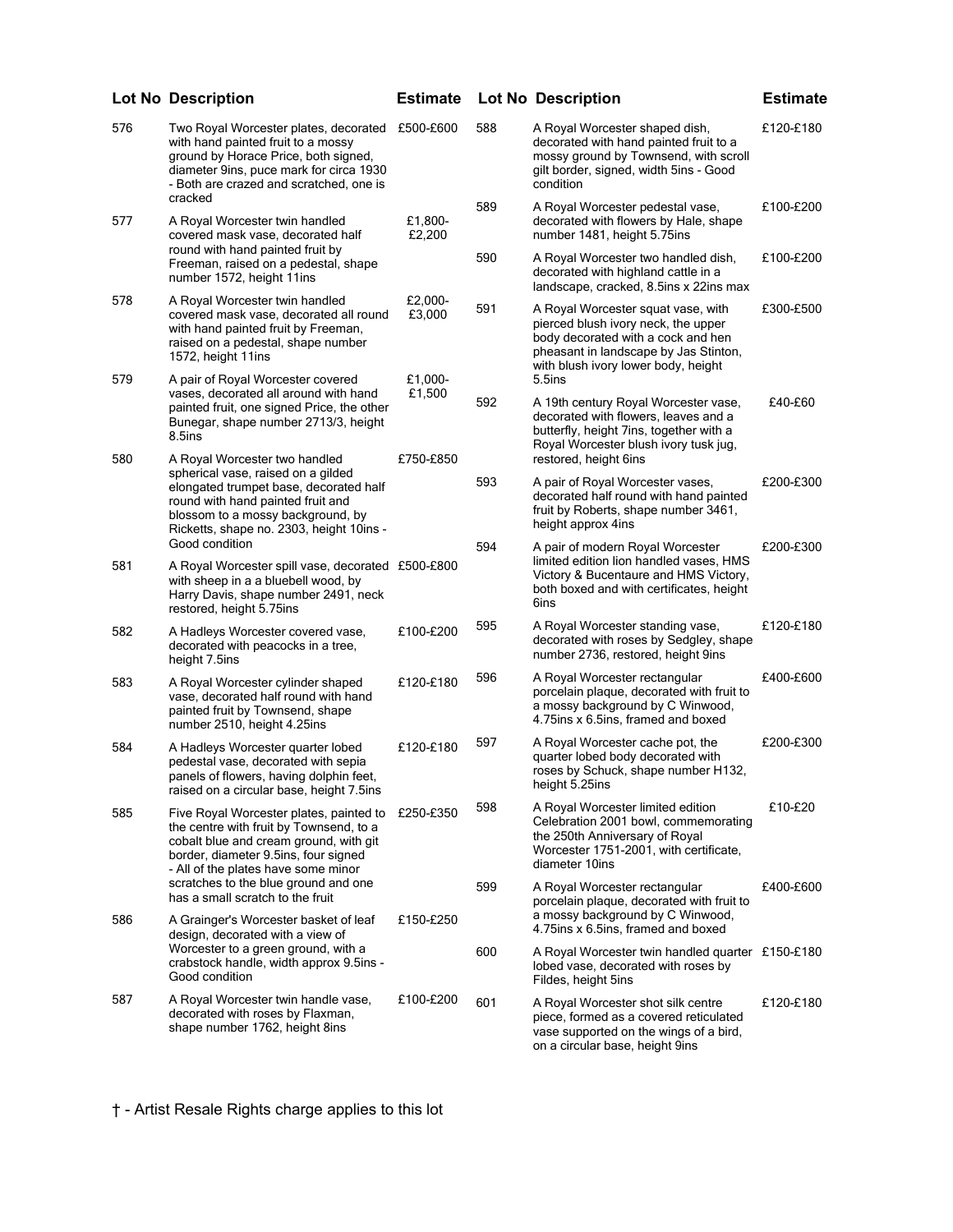| Lot No | Description | Estimate |
|---|---|---|
| 576 | Two Royal Worcester plates, decorated with hand painted fruit to a mossy ground by Horace Price, both signed, diameter 9ins, puce mark for circa 1930 - Both are crazed and scratched, one is cracked | £500-£600 |
| 577 | A Royal Worcester twin handled covered mask vase, decorated half round with hand painted fruit by Freeman, raised on a pedestal, shape number 1572, height 11ins | £1,800-£2,200 |
| 578 | A Royal Worcester twin handled covered mask vase, decorated all round with hand painted fruit by Freeman, raised on a pedestal, shape number 1572, height 11ins | £2,000-£3,000 |
| 579 | A pair of Royal Worcester covered vases, decorated all around with hand painted fruit, one signed Price, the other Bunegar, shape number 2713/3, height 8.5ins | £1,000-£1,500 |
| 580 | A Royal Worcester two handled spherical vase, raised on a gilded elongated trumpet base, decorated half round with hand painted fruit and blossom to a mossy background, by Ricketts, shape no. 2303, height 10ins - Good condition | £750-£850 |
| 581 | A Royal Worcester spill vase, decorated with sheep in a a bluebell wood, by Harry Davis, shape number 2491, neck restored, height 5.75ins | £500-£800 |
| 582 | A Hadleys Worcester covered vase, decorated with peacocks in a tree, height 7.5ins | £100-£200 |
| 583 | A Royal Worcester cylinder shaped vase, decorated half round with hand painted fruit by Townsend, shape number 2510, height 4.25ins | £120-£180 |
| 584 | A Hadleys Worcester quarter lobed pedestal vase, decorated with sepia panels of flowers, having dolphin feet, raised on a circular base, height 7.5ins | £120-£180 |
| 585 | Five Royal Worcester plates, painted to the centre with fruit by Townsend, to a cobalt blue and cream ground, with git border, diameter 9.5ins, four signed - All of the plates have some minor scratches to the blue ground and one has a small scratch to the fruit | £250-£350 |
| 586 | A Grainger's Worcester basket of leaf design, decorated with a view of Worcester to a green ground, with a crabstock handle, width approx 9.5ins - Good condition | £150-£250 |
| 587 | A Royal Worcester twin handle vase, decorated with roses by Flaxman, shape number 1762, height 8ins | £100-£200 |
| 588 | A Royal Worcester shaped dish, decorated with hand painted fruit to a mossy ground by Townsend, with scroll gilt border, signed, width 5ins - Good condition | £120-£180 |
| 589 | A Royal Worcester pedestal vase, decorated with flowers by Hale, shape number 1481, height 5.75ins | £100-£200 |
| 590 | A Royal Worcester two handled dish, decorated with highland cattle in a landscape, cracked, 8.5ins x 22ins max | £100-£200 |
| 591 | A Royal Worcester squat vase, with pierced blush ivory neck, the upper body decorated with a cock and hen pheasant in landscape by Jas Stinton, with blush ivory lower body, height 5.5ins | £300-£500 |
| 592 | A 19th century Royal Worcester vase, decorated with flowers, leaves and a butterfly, height 7ins, together with a Royal Worcester blush ivory tusk jug, restored, height 6ins | £40-£60 |
| 593 | A pair of Royal Worcester vases, decorated half round with hand painted fruit by Roberts, shape number 3461, height approx 4ins | £200-£300 |
| 594 | A pair of modern Royal Worcester limited edition lion handled vases, HMS Victory & Bucentaure and HMS Victory, both boxed and with certificates, height 6ins | £200-£300 |
| 595 | A Royal Worcester standing vase, decorated with roses by Sedgley, shape number 2736, restored, height 9ins | £120-£180 |
| 596 | A Royal Worcester rectangular porcelain plaque, decorated with fruit to a mossy background by C Winwood, 4.75ins x 6.5ins, framed and boxed | £400-£600 |
| 597 | A Royal Worcester cache pot, the quarter lobed body decorated with roses by Schuck, shape number H132, height 5.25ins | £200-£300 |
| 598 | A Royal Worcester limited edition Celebration 2001 bowl, commemorating the 250th Anniversary of Royal Worcester 1751-2001, with certificate, diameter 10ins | £10-£20 |
| 599 | A Royal Worcester rectangular porcelain plaque, decorated with fruit to a mossy background by C Winwood, 4.75ins x 6.5ins, framed and boxed | £400-£600 |
| 600 | A Royal Worcester twin handled quarter lobed vase, decorated with roses by Fildes, height 5ins | £150-£180 |
| 601 | A Royal Worcester shot silk centre piece, formed as a covered reticulated vase supported on the wings of a bird, on a circular base, height 9ins | £120-£180 |

† - Artist Resale Rights charge applies to this lot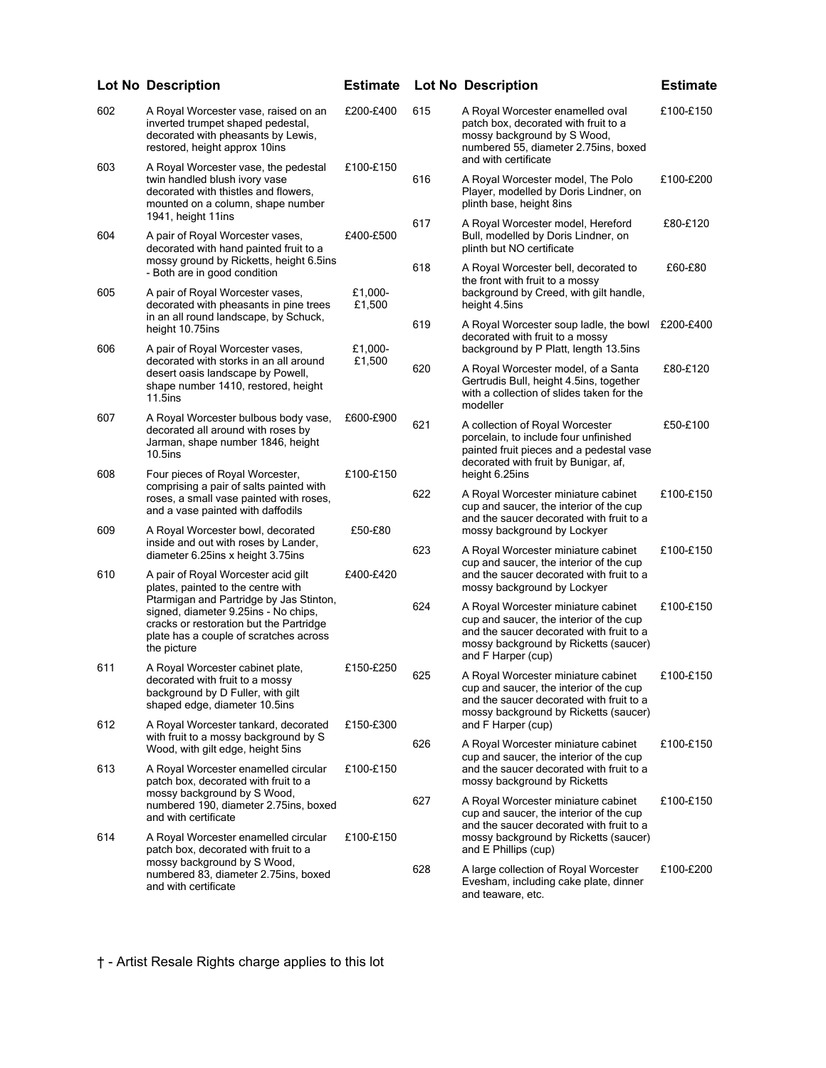| Lot No | Description | Estimate |
|---|---|---|
| 602 | A Royal Worcester vase, raised on an inverted trumpet shaped pedestal, decorated with pheasants by Lewis, restored, height approx 10ins | £200-£400 |
| 603 | A Royal Worcester vase, the pedestal twin handled blush ivory vase decorated with thistles and flowers, mounted on a column, shape number 1941, height 11ins | £100-£150 |
| 604 | A pair of Royal Worcester vases, decorated with hand painted fruit to a mossy ground by Ricketts, height 6.5ins - Both are in good condition | £400-£500 |
| 605 | A pair of Royal Worcester vases, decorated with pheasants in pine trees in an all round landscape, by Schuck, height 10.75ins | £1,000-£1,500 |
| 606 | A pair of Royal Worcester vases, decorated with storks in an all around desert oasis landscape by Powell, shape number 1410, restored, height 11.5ins | £1,000-£1,500 |
| 607 | A Royal Worcester bulbous body vase, decorated all around with roses by Jarman, shape number 1846, height 10.5ins | £600-£900 |
| 608 | Four pieces of Royal Worcester, comprising a pair of salts painted with roses, a small vase painted with roses, and a vase painted with daffodils | £100-£150 |
| 609 | A Royal Worcester bowl, decorated inside and out with roses by Lander, diameter 6.25ins x height 3.75ins | £50-£80 |
| 610 | A pair of Royal Worcester acid gilt plates, painted to the centre with Ptarmigan and Partridge by Jas Stinton, signed, diameter 9.25ins - No chips, cracks or restoration but the Partridge plate has a couple of scratches across the picture | £400-£420 |
| 611 | A Royal Worcester cabinet plate, decorated with fruit to a mossy background by D Fuller, with gilt shaped edge, diameter 10.5ins | £150-£250 |
| 612 | A Royal Worcester tankard, decorated with fruit to a mossy background by S Wood, with gilt edge, height 5ins | £150-£300 |
| 613 | A Royal Worcester enamelled circular patch box, decorated with fruit to a mossy background by S Wood, numbered 190, diameter 2.75ins, boxed and with certificate | £100-£150 |
| 614 | A Royal Worcester enamelled circular patch box, decorated with fruit to a mossy background by S Wood, numbered 83, diameter 2.75ins, boxed and with certificate | £100-£150 |
| 615 | A Royal Worcester enamelled oval patch box, decorated with fruit to a mossy background by S Wood, numbered 55, diameter 2.75ins, boxed and with certificate | £100-£150 |
| 616 | A Royal Worcester model, The Polo Player, modelled by Doris Lindner, on plinth base, height 8ins | £100-£200 |
| 617 | A Royal Worcester model, Hereford Bull, modelled by Doris Lindner, on plinth but NO certificate | £80-£120 |
| 618 | A Royal Worcester bell, decorated to the front with fruit to a mossy background by Creed, with gilt handle, height 4.5ins | £60-£80 |
| 619 | A Royal Worcester soup ladle, the bowl decorated with fruit to a mossy background by P Platt, length 13.5ins | £200-£400 |
| 620 | A Royal Worcester model, of a Santa Gertrudis Bull, height 4.5ins, together with a collection of slides taken for the modeller | £80-£120 |
| 621 | A collection of Royal Worcester porcelain, to include four unfinished painted fruit pieces and a pedestal vase decorated with fruit by Bunigar, af, height 6.25ins | £50-£100 |
| 622 | A Royal Worcester miniature cabinet cup and saucer, the interior of the cup and the saucer decorated with fruit to a mossy background by Lockyer | £100-£150 |
| 623 | A Royal Worcester miniature cabinet cup and saucer, the interior of the cup and the saucer decorated with fruit to a mossy background by Lockyer | £100-£150 |
| 624 | A Royal Worcester miniature cabinet cup and saucer, the interior of the cup and the saucer decorated with fruit to a mossy background by Ricketts (saucer) and F Harper (cup) | £100-£150 |
| 625 | A Royal Worcester miniature cabinet cup and saucer, the interior of the cup and the saucer decorated with fruit to a mossy background by Ricketts (saucer) and F Harper (cup) | £100-£150 |
| 626 | A Royal Worcester miniature cabinet cup and saucer, the interior of the cup and the saucer decorated with fruit to a mossy background by Ricketts | £100-£150 |
| 627 | A Royal Worcester miniature cabinet cup and saucer, the interior of the cup and the saucer decorated with fruit to a mossy background by Ricketts (saucer) and E Phillips (cup) | £100-£150 |
| 628 | A large collection of Royal Worcester Evesham, including cake plate, dinner and teaware, etc. | £100-£200 |

† - Artist Resale Rights charge applies to this lot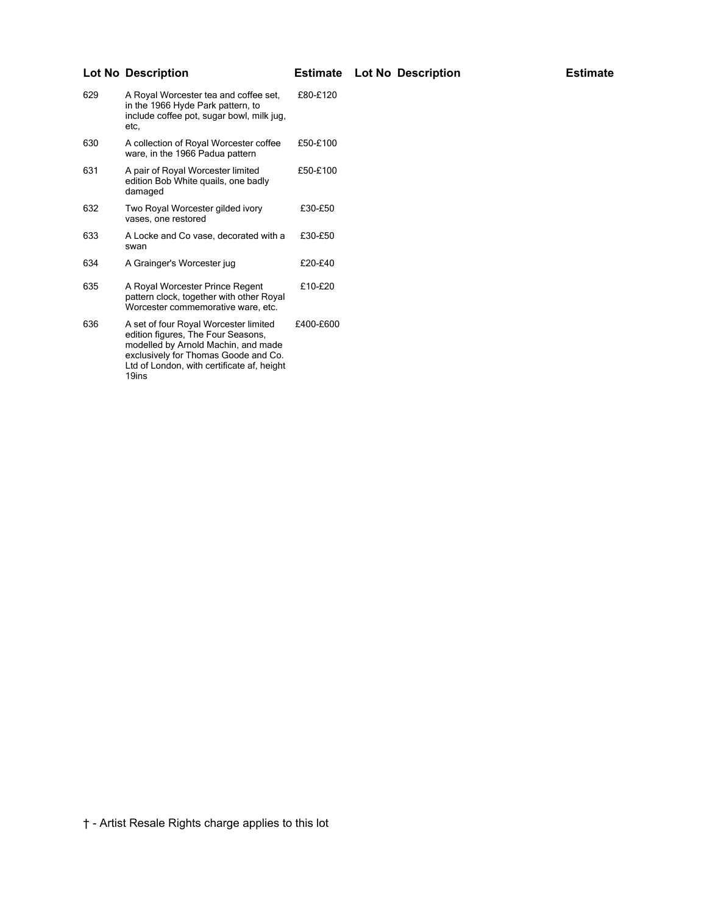| Lot No | Description | Estimate | Lot No | Description | Estimate |
|---|---|---|---|---|---|
| 629 | A Royal Worcester tea and coffee set, in the 1966 Hyde Park pattern, to include coffee pot, sugar bowl, milk jug, etc, | £80-£120 | | | |
| 630 | A collection of Royal Worcester coffee ware, in the 1966 Padua pattern | £50-£100 | | | |
| 631 | A pair of Royal Worcester limited edition Bob White quails, one badly damaged | £50-£100 | | | |
| 632 | Two Royal Worcester gilded ivory vases, one restored | £30-£50 | | | |
| 633 | A Locke and Co vase, decorated with a swan | £30-£50 | | | |
| 634 | A Grainger's Worcester jug | £20-£40 | | | |
| 635 | A Royal Worcester Prince Regent pattern clock, together with other Royal Worcester commemorative ware, etc. | £10-£20 | | | |
| 636 | A set of four Royal Worcester limited edition figures, The Four Seasons, modelled by Arnold Machin, and made exclusively for Thomas Goode and Co. Ltd of London, with certificate af, height 19ins | £400-£600 | | | |

† - Artist Resale Rights charge applies to this lot